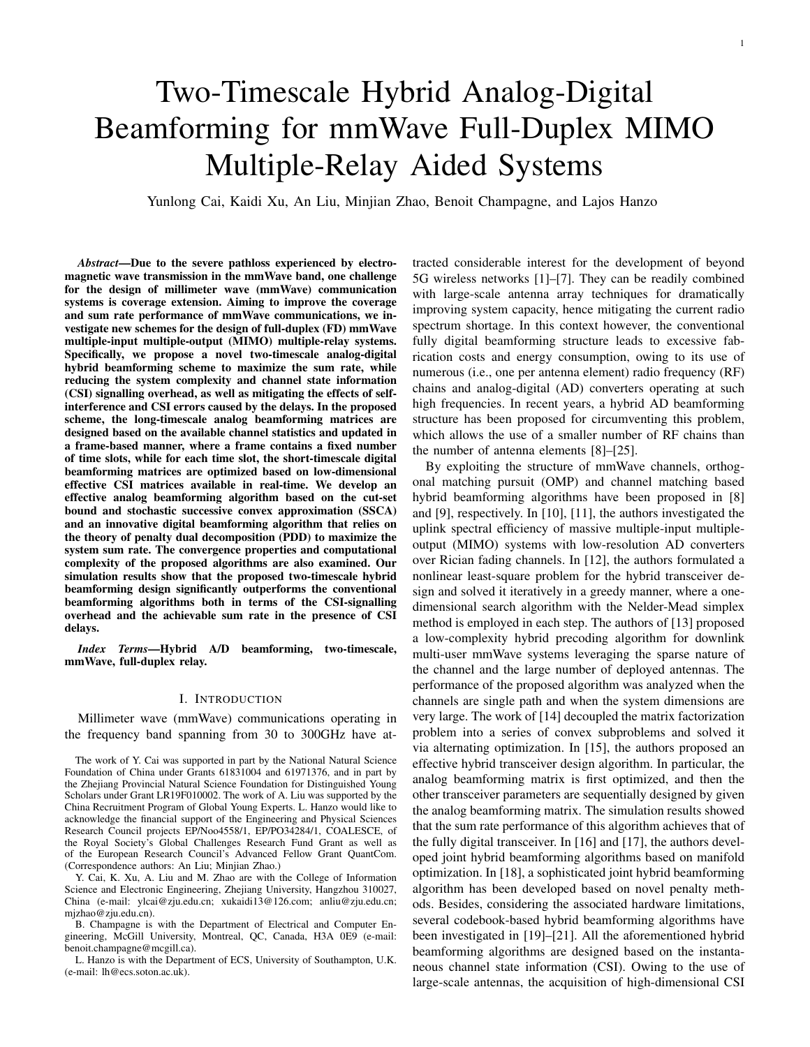# Two-Timescale Hybrid Analog-Digital Beamforming for mmWave Full-Duplex MIMO Multiple-Relay Aided Systems

Yunlong Cai, Kaidi Xu, An Liu, Minjian Zhao, Benoit Champagne, and Lajos Hanzo

***Abstract*—Due to the severe pathloss experienced by electromagnetic wave transmission in the mmWave band, one challenge for the design of millimeter wave (mmWave) communication systems is coverage extension. Aiming to improve the coverage and sum rate performance of mmWave communications, we investigate new schemes for the design of full-duplex (FD) mmWave multiple-input multiple-output (MIMO) multiple-relay systems. Specifically, we propose a novel two-timescale analog-digital hybrid beamforming scheme to maximize the sum rate, while reducing the system complexity and channel state information (CSI) signalling overhead, as well as mitigating the effects of self-interference and CSI errors caused by the delays. In the proposed scheme, the long-timescale analog beamforming matrices are designed based on the available channel statistics and updated in a frame-based manner, where a frame contains a fixed number of time slots, while for each time slot, the short-timescale digital beamforming matrices are optimized based on low-dimensional effective CSI matrices available in real-time. We develop an effective analog beamforming algorithm based on the cut-set bound and stochastic successive convex approximation (SSCA) and an innovative digital beamforming algorithm that relies on the theory of penalty dual decomposition (PDD) to maximize the system sum rate. The convergence properties and computational complexity of the proposed algorithms are also examined. Our simulation results show that the proposed two-timescale hybrid beamforming design significantly outperforms the conventional beamforming algorithms both in terms of the CSI-signalling overhead and the achievable sum rate in the presence of CSI delays.**

***Index Terms*—Hybrid A/D beamforming, two-timescale, mmWave, full-duplex relay.**

## I. Introduction

Millimeter wave (mmWave) communications operating in the frequency band spanning from 30 to 300GHz have attracted considerable interest for the development of beyond 5G wireless networks [1]–[7]. They can be readily combined with large-scale antenna array techniques for dramatically improving system capacity, hence mitigating the current radio spectrum shortage. In this context however, the conventional fully digital beamforming structure leads to excessive fabrication costs and energy consumption, owing to its use of numerous (i.e., one per antenna element) radio frequency (RF) chains and analog-digital (AD) converters operating at such high frequencies. In recent years, a hybrid AD beamforming structure has been proposed for circumventing this problem, which allows the use of a smaller number of RF chains than the number of antenna elements [8]–[25].

By exploiting the structure of mmWave channels, orthogonal matching pursuit (OMP) and channel matching based hybrid beamforming algorithms have been proposed in [8] and [9], respectively. In [10], [11], the authors investigated the uplink spectral efficiency of massive multiple-input multiple-output (MIMO) systems with low-resolution AD converters over Rician fading channels. In [12], the authors formulated a nonlinear least-square problem for the hybrid transceiver design and solved it iteratively in a greedy manner, where a one-dimensional search algorithm with the Nelder-Mead simplex method is employed in each step. The authors of [13] proposed a low-complexity hybrid precoding algorithm for downlink multi-user mmWave systems leveraging the sparse nature of the channel and the large number of deployed antennas. The performance of the proposed algorithm was analyzed when the channels are single path and when the system dimensions are very large. The work of [14] decoupled the matrix factorization problem into a series of convex subproblems and solved it via alternating optimization. In [15], the authors proposed an effective hybrid transceiver design algorithm. In particular, the analog beamforming matrix is first optimized, and then the other transceiver parameters are sequentially designed by given the analog beamforming matrix. The simulation results showed that the sum rate performance of this algorithm achieves that of the fully digital transceiver. In [16] and [17], the authors developed joint hybrid beamforming algorithms based on manifold optimization. In [18], a sophisticated joint hybrid beamforming algorithm has been developed based on novel penalty methods. Besides, considering the associated hardware limitations, several codebook-based hybrid beamforming algorithms have been investigated in [19]–[21]. All the aforementioned hybrid beamforming algorithms are designed based on the instantaneous channel state information (CSI). Owing to the use of large-scale antennas, the acquisition of high-dimensional CSI

The work of Y. Cai was supported in part by the National Natural Science Foundation of China under Grants 61831004 and 61971376, and in part by the Zhejiang Provincial Natural Science Foundation for Distinguished Young Scholars under Grant LR19F010002. The work of A. Liu was supported by the China Recruitment Program of Global Young Experts. L. Hanzo would like to acknowledge the financial support of the Engineering and Physical Sciences Research Council projects EP/Noo4558/1, EP/PO34284/1, COALESCE, of the Royal Society's Global Challenges Research Fund Grant as well as of the European Research Council's Advanced Fellow Grant QuantCom. (Correspondence authors: An Liu; Minjian Zhao.)

Y. Cai, K. Xu, A. Liu and M. Zhao are with the College of Information Science and Electronic Engineering, Zhejiang University, Hangzhou 310027, China (e-mail: ylcai@zju.edu.cn; xukaidi13@126.com; anliu@zju.edu.cn; mjzhao@zju.edu.cn).

B. Champagne is with the Department of Electrical and Computer Engineering, McGill University, Montreal, QC, Canada, H3A 0E9 (e-mail: benoit.champagne@mcgill.ca).

L. Hanzo is with the Department of ECS, University of Southampton, U.K. (e-mail: lh@ecs.soton.ac.uk).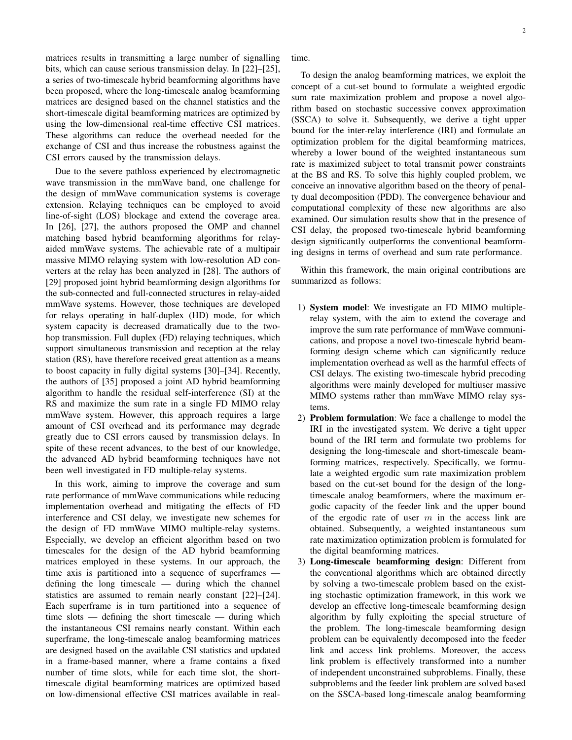matrices results in transmitting a large number of signalling bits, which can cause serious transmission delay. In [22]–[25], a series of two-timescale hybrid beamforming algorithms have been proposed, where the long-timescale analog beamforming matrices are designed based on the channel statistics and the short-timescale digital beamforming matrices are optimized by using the low-dimensional real-time effective CSI matrices. These algorithms can reduce the overhead needed for the exchange of CSI and thus increase the robustness against the CSI errors caused by the transmission delays.

Due to the severe pathloss experienced by electromagnetic wave transmission in the mmWave band, one challenge for the design of mmWave communication systems is coverage extension. Relaying techniques can be employed to avoid line-of-sight (LOS) blockage and extend the coverage area. In [26], [27], the authors proposed the OMP and channel matching based hybrid beamforming algorithms for relay-aided mmWave systems. The achievable rate of a multipair massive MIMO relaying system with low-resolution AD converters at the relay has been analyzed in [28]. The authors of [29] proposed joint hybrid beamforming design algorithms for the sub-connected and full-connected structures in relay-aided mmWave systems. However, those techniques are developed for relays operating in half-duplex (HD) mode, for which system capacity is decreased dramatically due to the two-hop transmission. Full duplex (FD) relaying techniques, which support simultaneous transmission and reception at the relay station (RS), have therefore received great attention as a means to boost capacity in fully digital systems [30]–[34]. Recently, the authors of [35] proposed a joint AD hybrid beamforming algorithm to handle the residual self-interference (SI) at the RS and maximize the sum rate in a single FD MIMO relay mmWave system. However, this approach requires a large amount of CSI overhead and its performance may degrade greatly due to CSI errors caused by transmission delays. In spite of these recent advances, to the best of our knowledge, the advanced AD hybrid beamforming techniques have not been well investigated in FD multiple-relay systems.

In this work, aiming to improve the coverage and sum rate performance of mmWave communications while reducing implementation overhead and mitigating the effects of FD interference and CSI delay, we investigate new schemes for the design of FD mmWave MIMO multiple-relay systems. Especially, we develop an efficient algorithm based on two timescales for the design of the AD hybrid beamforming matrices employed in these systems. In our approach, the time axis is partitioned into a sequence of superframes — defining the long timescale — during which the channel statistics are assumed to remain nearly constant [22]–[24]. Each superframe is in turn partitioned into a sequence of time slots — defining the short timescale — during which the instantaneous CSI remains nearly constant. Within each superframe, the long-timescale analog beamforming matrices are designed based on the available CSI statistics and updated in a frame-based manner, where a frame contains a fixed number of time slots, while for each time slot, the short-timescale digital beamforming matrices are optimized based on low-dimensional effective CSI matrices available in real-time.

To design the analog beamforming matrices, we exploit the concept of a cut-set bound to formulate a weighted ergodic sum rate maximization problem and propose a novel algorithm based on stochastic successive convex approximation (SSCA) to solve it. Subsequently, we derive a tight upper bound for the inter-relay interference (IRI) and formulate an optimization problem for the digital beamforming matrices, whereby a lower bound of the weighted instantaneous sum rate is maximized subject to total transmit power constraints at the BS and RS. To solve this highly coupled problem, we conceive an innovative algorithm based on the theory of penalty dual decomposition (PDD). The convergence behaviour and computational complexity of these new algorithms are also examined. Our simulation results show that in the presence of CSI delay, the proposed two-timescale hybrid beamforming design significantly outperforms the conventional beamforming designs in terms of overhead and sum rate performance.

Within this framework, the main original contributions are summarized as follows:

1) **System model**: We investigate an FD MIMO multiple-relay system, with the aim to extend the coverage and improve the sum rate performance of mmWave communications, and propose a novel two-timescale hybrid beamforming design scheme which can significantly reduce implementation overhead as well as the harmful effects of CSI delays. The existing two-timescale hybrid precoding algorithms were mainly developed for multiuser massive MIMO systems rather than mmWave MIMO relay systems.
2) **Problem formulation**: We face a challenge to model the IRI in the investigated system. We derive a tight upper bound of the IRI term and formulate two problems for designing the long-timescale and short-timescale beamforming matrices, respectively. Specifically, we formulate a weighted ergodic sum rate maximization problem based on the cut-set bound for the design of the long-timescale analog beamformers, where the maximum ergodic capacity of the feeder link and the upper bound of the ergodic rate of user $m$ in the access link are obtained. Subsequently, a weighted instantaneous sum rate maximization optimization problem is formulated for the digital beamforming matrices.
3) **Long-timescale beamforming design**: Different from the conventional algorithms which are obtained directly by solving a two-timescale problem based on the existing stochastic optimization framework, in this work we develop an effective long-timescale beamforming design algorithm by fully exploiting the special structure of the problem. The long-timescale beamforming design problem can be equivalently decomposed into the feeder link and access link problems. Moreover, the access link problem is effectively transformed into a number of independent unconstrained subproblems. Finally, these subproblems and the feeder link problem are solved based on the SSCA-based long-timescale analog beamforming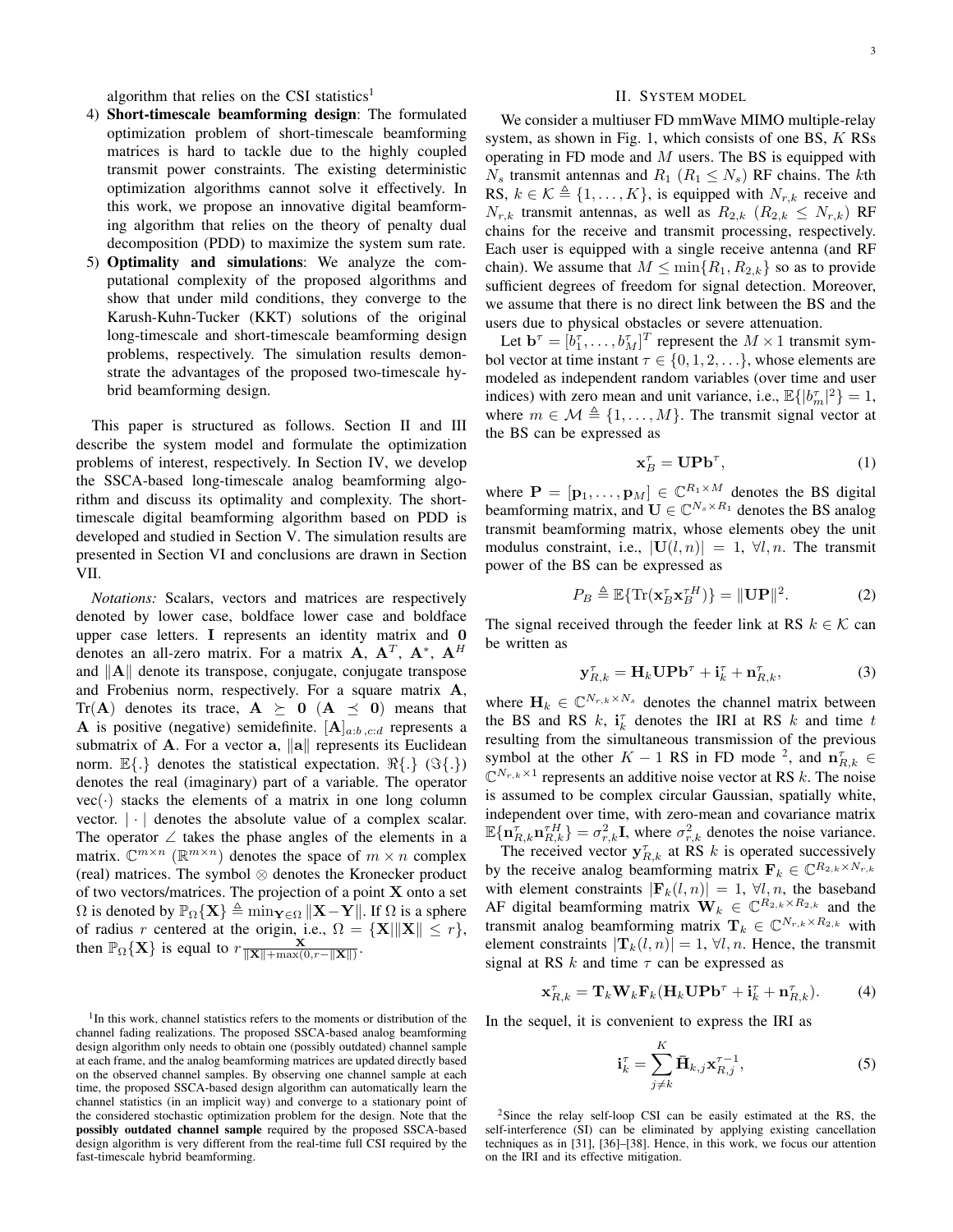algorithm that relies on the CSI statistics[1]

4) **Short-timescale beamforming design**: The formulated optimization problem of short-timescale beamforming matrices is hard to tackle due to the highly coupled transmit power constraints. The existing deterministic optimization algorithms cannot solve it effectively. In this work, we propose an innovative digital beamforming algorithm that relies on the theory of penalty dual decomposition (PDD) to maximize the system sum rate.
5) **Optimality and simulations**: We analyze the computational complexity of the proposed algorithms and show that under mild conditions, they converge to the Karush-Kuhn-Tucker (KKT) solutions of the original long-timescale and short-timescale beamforming design problems, respectively. The simulation results demonstrate the advantages of the proposed two-timescale hybrid beamforming design.

This paper is structured as follows. Section II and III describe the system model and formulate the optimization problems of interest, respectively. In Section IV, we develop the SSCA-based long-timescale analog beamforming algorithm and discuss its optimality and complexity. The short-timescale digital beamforming algorithm based on PDD is developed and studied in Section V. The simulation results are presented in Section VI and conclusions are drawn in Section VII.

*Notations:* Scalars, vectors and matrices are respectively denoted by lower case, boldface lower case and boldface upper case letters. $\mathbf{I}$ represents an identity matrix and $\mathbf{0}$ denotes an all-zero matrix. For a matrix $\mathbf{A}$, $\mathbf{A}^T$, $\mathbf{A}^*$, $\mathbf{A}^H$ and $\|\mathbf{A}\|$ denote its transpose, conjugate, conjugate transpose and Frobenius norm, respectively. For a square matrix $\mathbf{A}$, $\text{Tr}(\mathbf{A})$ denotes its trace, $\mathbf{A} \succeq \mathbf{0}$ ($\mathbf{A} \preceq \mathbf{0}$) means that $\mathbf{A}$ is positive (negative) semidefinite. $[\mathbf{A}]_{a:b,c:d}$ represents a submatrix of $\mathbf{A}$. For a vector $\mathbf{a}$, $\|\mathbf{a}\|$ represents its Euclidean norm. $\mathbb{E}\{.\}$ denotes the statistical expectation. $\Re\{.\}$ ($\Im\{.\}$) denotes the real (imaginary) part of a variable. The operator $\text{vec}(\cdot)$ stacks the elements of a matrix in one long column vector. $|\cdot|$ denotes the absolute value of a complex scalar. The operator $\angle$ takes the phase angles of the elements in a matrix. $\mathbb{C}^{m\times n}$ ($\mathbb{R}^{m\times n}$) denotes the space of $m\times n$ complex (real) matrices. The symbol $\otimes$ denotes the Kronecker product of two vectors/matrices. The projection of a point $\mathbf{X}$ onto a set $\Omega$ is denoted by $\mathbb{P}_\Omega\{\mathbf{X}\} \triangleq \min_{\mathbf{Y}\in\Omega} \|\mathbf{X}-\mathbf{Y}\|$. If $\Omega$ is a sphere of radius $r$ centered at the origin, i.e., $\Omega = \{\mathbf{X} | \|\mathbf{X}\| \leq r\}$, then $\mathbb{P}_\Omega\{\mathbf{X}\}$ is equal to $r\frac{\mathbf{X}}{\|\mathbf{X}\|+\max(0,r-\|\mathbf{X}\|)}$.

[1]In this work, channel statistics refers to the moments or distribution of the channel fading realizations. The proposed SSCA-based analog beamforming design algorithm only needs to obtain one (possibly outdated) channel sample at each frame, and the analog beamforming matrices are updated directly based on the observed channel samples. By observing one channel sample at each time, the proposed SSCA-based design algorithm can automatically learn the channel statistics (in an implicit way) and converge to a stationary point of the considered stochastic optimization problem for the design. Note that the **possibly outdated channel sample** required by the proposed SSCA-based design algorithm is very different from the real-time full CSI required by the fast-timescale hybrid beamforming.

## II. System model

We consider a multiuser FD mmWave MIMO multiple-relay system, as shown in Fig. 1, which consists of one BS, $K$ RSs operating in FD mode and $M$ users. The BS is equipped with $N_s$ transmit antennas and $R_1$ ($R_1 \leq N_s$) RF chains. The $k$th RS, $k \in \mathcal{K} \triangleq \{1,\ldots,K\}$, is equipped with $N_{r,k}$ receive and $N_{r,k}$ transmit antennas, as well as $R_{2,k}$ ($R_{2,k} \leq N_{r,k}$) RF chains for the receive and transmit processing, respectively. Each user is equipped with a single receive antenna (and RF chain). We assume that $M \leq \min\{R_1, R_{2,k}\}$ so as to provide sufficient degrees of freedom for signal detection. Moreover, we assume that there is no direct link between the BS and the users due to physical obstacles or severe attenuation.

Let $\mathbf{b}^\tau = [b_1^\tau,\ldots,b_M^\tau]^T$ represent the $M\times 1$ transmit symbol vector at time instant $\tau \in \{0,1,2,\ldots\}$, whose elements are modeled as independent random variables (over time and user indices) with zero mean and unit variance, i.e., $\mathbb{E}\{|b_m^\tau|^2\} = 1$, where $m \in \mathcal{M} \triangleq \{1,\ldots,M\}$. The transmit signal vector at the BS can be expressed as

$$\mathbf{x}_B^\tau = \mathbf{U}\mathbf{P}\mathbf{b}^\tau, \tag{1}$$

where $\mathbf{P} = [\mathbf{p}_1,\ldots,\mathbf{p}_M] \in \mathbb{C}^{R_1\times M}$ denotes the BS digital beamforming matrix, and $\mathbf{U} \in \mathbb{C}^{N_s\times R_1}$ denotes the BS analog transmit beamforming matrix, whose elements obey the unit modulus constraint, i.e., $|\mathbf{U}(l,n)| = 1$, $\forall l,n$. The transmit power of the BS can be expressed as

$$P_B \triangleq \mathbb{E}\{\text{Tr}(\mathbf{x}_B^\tau \mathbf{x}_B^{\tau H})\} = \|\mathbf{U}\mathbf{P}\|^2. \tag{2}$$

The signal received through the feeder link at RS $k \in \mathcal{K}$ can be written as

$$\mathbf{y}_{R,k}^\tau = \mathbf{H}_k\mathbf{U}\mathbf{P}\mathbf{b}^\tau + \mathbf{i}_k^\tau + \mathbf{n}_{R,k}^\tau, \tag{3}$$

where $\mathbf{H}_k \in \mathbb{C}^{N_{r,k}\times N_s}$ denotes the channel matrix between the BS and RS $k$, $\mathbf{i}_k^\tau$ denotes the IRI at RS $k$ and time $t$ resulting from the simultaneous transmission of the previous symbol at the other $K-1$ RS in FD mode [2], and $\mathbf{n}_{R,k}^\tau \in \mathbb{C}^{N_{r,k}\times 1}$ represents an additive noise vector at RS $k$. The noise is assumed to be complex circular Gaussian, spatially white, independent over time, with zero-mean and covariance matrix $\mathbb{E}\{\mathbf{n}_{R,k}^\tau \mathbf{n}_{R,k}^{\tau H}\} = \sigma_{r,k}^2 \mathbf{I}$, where $\sigma_{r,k}^2$ denotes the noise variance.

The received vector $\mathbf{y}_{R,k}^\tau$ at RS $k$ is operated successively by the receive analog beamforming matrix $\mathbf{F}_k \in \mathbb{C}^{R_{2,k}\times N_{r,k}}$ with element constraints $|\mathbf{F}_k(l,n)| = 1$, $\forall l,n$, the baseband AF digital beamforming matrix $\mathbf{W}_k \in \mathbb{C}^{R_{2,k}\times R_{2,k}}$ and the transmit analog beamforming matrix $\mathbf{T}_k \in \mathbb{C}^{N_{r,k}\times R_{2,k}}$ with element constraints $|\mathbf{T}_k(l,n)| = 1$, $\forall l,n$. Hence, the transmit signal at RS $k$ and time $\tau$ can be expressed as

$$\mathbf{x}_{R,k}^\tau = \mathbf{T}_k\mathbf{W}_k\mathbf{F}_k(\mathbf{H}_k\mathbf{U}\mathbf{P}\mathbf{b}^\tau + \mathbf{i}_k^\tau + \mathbf{n}_{R,k}^\tau). \tag{4}$$

In the sequel, it is convenient to express the IRI as

$$\mathbf{i}_k^\tau = \sum_{j\neq k}^{K} \bar{\mathbf{H}}_{k,j}\mathbf{x}_{R,j}^{\tau-1}, \tag{5}$$

[2]Since the relay self-loop CSI can be easily estimated at the RS, the self-interference (SI) can be eliminated by applying existing cancellation techniques as in [31], [36]–[38]. Hence, in this work, we focus our attention on the IRI and its effective mitigation.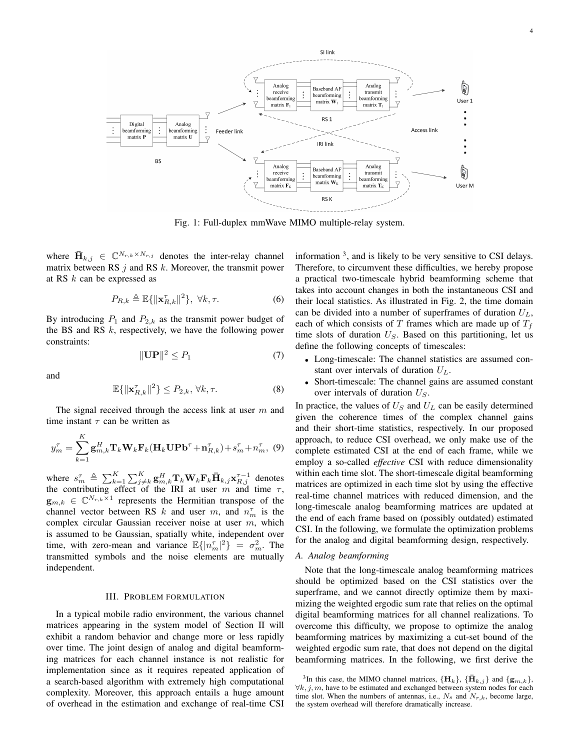Fig. 1: Full-duplex mmWave MIMO multiple-relay system.

where $\bar{\mathbf{H}}_{k,j} \in \mathbb{C}^{N_{r,k}\times N_{r,j}}$ denotes the inter-relay channel matrix between RS $j$ and RS $k$. Moreover, the transmit power at RS $k$ can be expressed as

$$P_{R,k} \triangleq \mathbb{E}\{\|\mathbf{x}_{R,k}^{\tau}\|^2\},\ \forall k,\tau. \tag{6}$$

By introducing $P_1$ and $P_{2,k}$ as the transmit power budget of the BS and RS $k$, respectively, we have the following power constraints:

$$\|\mathbf{UP}\|^2 \leq P_1 \tag{7}$$

and

$$\mathbb{E}\{\|\mathbf{x}_{R,k}^{\tau}\|^2\} \leq P_{2,k},\ \forall k,\tau. \tag{8}$$

The signal received through the access link at user $m$ and time instant $\tau$ can be written as

$$y_m^{\tau} = \sum_{k=1}^{K} \mathbf{g}_{m,k}^H \mathbf{T}_k \mathbf{W}_k \mathbf{F}_k (\mathbf{H}_k \mathbf{UP}\mathbf{b}^{\tau} + \mathbf{n}_{R,k}^{\tau}) + s_m^{\tau} + n_m^{\tau}, \tag{9}$$

where $s_m^{\tau} \triangleq \sum_{k=1}^{K}\sum_{j\neq k}^{K} \mathbf{g}_{m,k}^H \mathbf{T}_k \mathbf{W}_k \mathbf{F}_k \bar{\mathbf{H}}_{k,j} \mathbf{x}_{R,j}^{\tau-1}$ denotes the contributing effect of the IRI at user $m$ and time $\tau$, $\mathbf{g}_{m,k} \in \mathbb{C}^{N_{r,k}\times 1}$ represents the Hermitian transpose of the channel vector between RS $k$ and user $m$, and $n_m^{\tau}$ is the complex circular Gaussian receiver noise at user $m$, which is assumed to be Gaussian, spatially white, independent over time, with zero-mean and variance $\mathbb{E}\{|n_m^{\tau}|^2\} = \sigma_m^2$. The transmitted symbols and the noise elements are mutually independent.

## III. Problem formulation

In a typical mobile radio environment, the various channel matrices appearing in the system model of Section II will exhibit a random behavior and change more or less rapidly over time. The joint design of analog and digital beamforming matrices for each channel instance is not realistic for implementation since as it requires repeated application of a search-based algorithm with extremely high computational complexity. Moreover, this approach entails a huge amount of overhead in the estimation and exchange of real-time CSI information [3], and is likely to be very sensitive to CSI delays. Therefore, to circumvent these difficulties, we hereby propose a practical two-timescale hybrid beamforming scheme that takes into account changes in both the instantaneous CSI and their local statistics. As illustrated in Fig. 2, the time domain can be divided into a number of superframes of duration $U_L$, each of which consists of $T$ frames which are made up of $T_f$ time slots of duration $U_S$. Based on this partitioning, let us define the following concepts of timescales:

- Long-timescale: The channel statistics are assumed constant over intervals of duration $U_L$.
- Short-timescale: The channel gains are assumed constant over intervals of duration $U_S$.

In practice, the values of $U_S$ and $U_L$ can be easily determined given the coherence times of the complex channel gains and their short-time statistics, respectively. In our proposed approach, to reduce CSI overhead, we only make use of the complete estimated CSI at the end of each frame, while we employ a so-called *effective* CSI with reduce dimensionality within each time slot. The short-timescale digital beamforming matrices are optimized in each time slot by using the effective real-time channel matrices with reduced dimension, and the long-timescale analog beamforming matrices are updated at the end of each frame based on (possibly outdated) estimated CSI. In the following, we formulate the optimization problems for the analog and digital beamforming design, respectively.

### A. Analog beamforming

Note that the long-timescale analog beamforming matrices should be optimized based on the CSI statistics over the superframe, and we cannot directly optimize them by maximizing the weighted ergodic sum rate that relies on the optimal digital beamforming matrices for all channel realizations. To overcome this difficulty, we propose to optimize the analog beamforming matrices by maximizing a cut-set bound of the weighted ergodic sum rate, that does not depend on the digital beamforming matrices. In the following, we first derive the

[3] In this case, the MIMO channel matrices, $\{\mathbf{H}_k\}$, $\{\bar{\mathbf{H}}_{k,j}\}$ and $\{\mathbf{g}_{m,k}\}$, $\forall k,j,m$, have to be estimated and exchanged between system nodes for each time slot. When the numbers of antennas, i.e., $N_s$ and $N_{r,k}$, become large, the system overhead will therefore dramatically increase.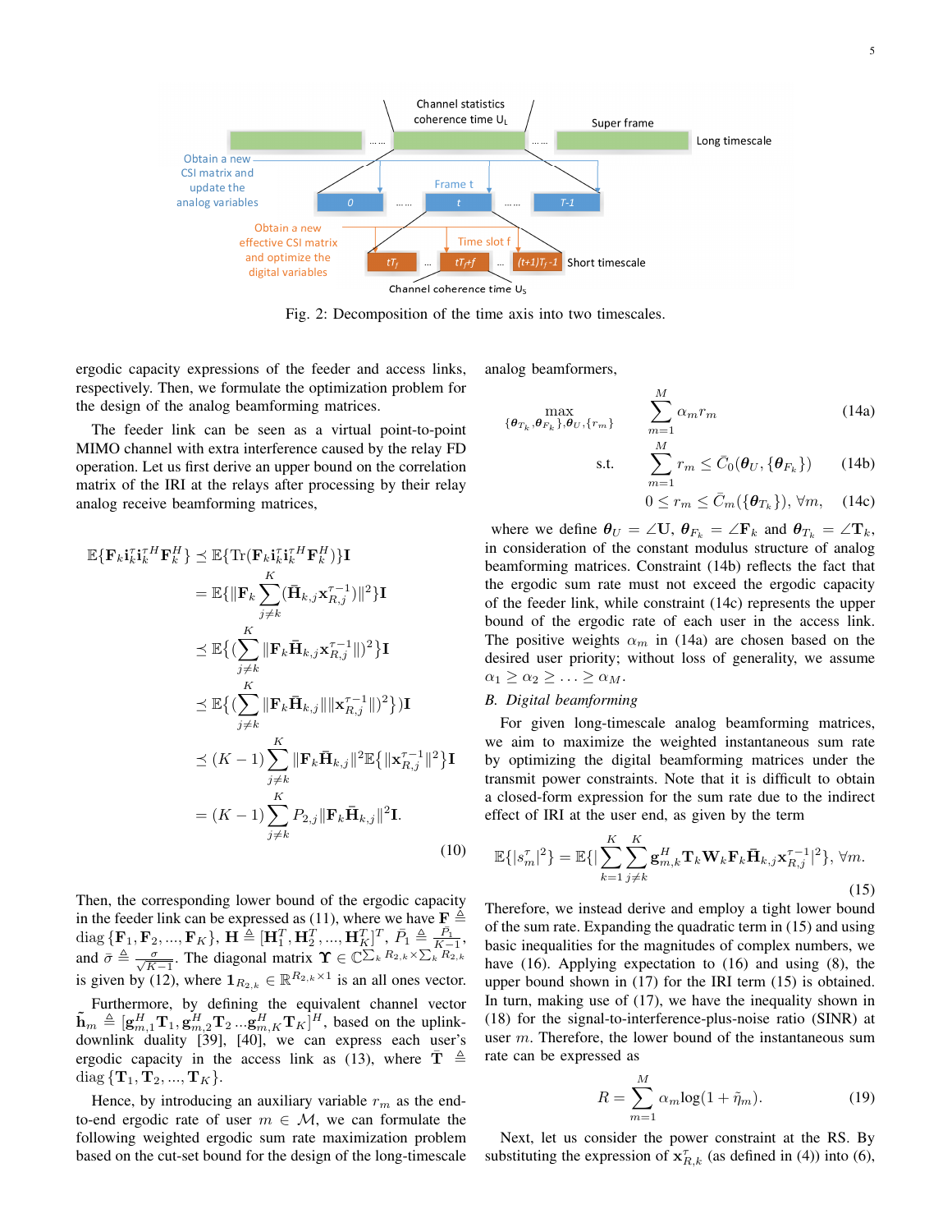Fig. 2: Decomposition of the time axis into two timescales.

ergodic capacity expressions of the feeder and access links, respectively. Then, we formulate the optimization problem for the design of the analog beamforming matrices.

The feeder link can be seen as a virtual point-to-point MIMO channel with extra interference caused by the relay FD operation. Let us first derive an upper bound on the correlation matrix of the IRI at the relays after processing by their relay analog receive beamforming matrices,

$$
\begin{aligned}
\mathbb{E}\{\mathbf{F}_k \mathbf{i}_k^{\tau} \mathbf{i}_k^{\tau H} \mathbf{F}_k^H\} &\preceq \mathbb{E}\{\mathrm{Tr}(\mathbf{F}_k \mathbf{i}_k^{\tau} \mathbf{i}_k^{\tau H} \mathbf{F}_k^H)\}\mathbf{I} \\
&= \mathbb{E}\{\|\mathbf{F}_k \sum_{j\neq k}^{K} (\bar{\mathbf{H}}_{k,j}\mathbf{x}_{R,j}^{\tau-1})\|^2\}\mathbf{I} \\
&\preceq \mathbb{E}\{(\sum_{j\neq k}^{K} \|\mathbf{F}_k \bar{\mathbf{H}}_{k,j}\mathbf{x}_{R,j}^{\tau-1}\|)^2\}\mathbf{I} \\
&\preceq \mathbb{E}\{(\sum_{j\neq k}^{K} \|\mathbf{F}_k \bar{\mathbf{H}}_{k,j}\|\|\mathbf{x}_{R,j}^{\tau-1}\|)^2\})\mathbf{I} \\
&\preceq (K-1)\sum_{j\neq k}^{K} \|\mathbf{F}_k \bar{\mathbf{H}}_{k,j}\|^2 \mathbb{E}\{\|\mathbf{x}_{R,j}^{\tau-1}\|^2\}\mathbf{I} \\
&= (K-1)\sum_{j\neq k}^{K} P_{2,j}\|\mathbf{F}_k \bar{\mathbf{H}}_{k,j}\|^2 \mathbf{I}.
\end{aligned}
\tag{10}
$$

Then, the corresponding lower bound of the ergodic capacity in the feeder link can be expressed as (11), where we have $\mathbf{F} \triangleq \mathrm{diag}\{\mathbf{F}_1, \mathbf{F}_2, ..., \mathbf{F}_K\}$, $\mathbf{H} \triangleq [\mathbf{H}_1^T, \mathbf{H}_2^T, ..., \mathbf{H}_K^T]^T$, $\bar{P}_1 \triangleq \frac{P_1}{K-1}$, and $\bar{\sigma} \triangleq \frac{\sigma}{\sqrt{K-1}}$. The diagonal matrix $\boldsymbol{\Upsilon} \in \mathbb{C}^{\sum_k R_{2,k} \times \sum_k R_{2,k}}$ is given by (12), where $\mathbf{1}_{R_{2,k}} \in \mathbb{R}^{R_{2,k}\times 1}$ is an all ones vector.

Furthermore, by defining the equivalent channel vector $\tilde{\mathbf{h}}_m \triangleq [\mathbf{g}_{m,1}^H \mathbf{T}_1, \mathbf{g}_{m,2}^H \mathbf{T}_2 ... \mathbf{g}_{m,K}^H \mathbf{T}_K]^H$, based on the uplink-downlink duality [39], [40], we can express each user's ergodic capacity in the access link as (13), where $\bar{\mathbf{T}} \triangleq \mathrm{diag}\{\mathbf{T}_1, \mathbf{T}_2, ..., \mathbf{T}_K\}$.

Hence, by introducing an auxiliary variable $r_m$ as the end-to-end ergodic rate of user $m \in \mathcal{M}$, we can formulate the following weighted ergodic sum rate maximization problem based on the cut-set bound for the design of the long-timescale analog beamformers,

$$
\max_{\{\boldsymbol{\theta}_{T_k}, \boldsymbol{\theta}_{F_k}\}, \boldsymbol{\theta}_U, \{r_m\}} \quad \sum_{m=1}^{M} \alpha_m r_m \tag{14a}
$$

$$
\text{s.t.} \quad \sum_{m=1}^{M} r_m \leq \bar{C}_0(\boldsymbol{\theta}_U, \{\boldsymbol{\theta}_{F_k}\}) \tag{14b}
$$

$$
0 \leq r_m \leq \bar{C}_m(\{\boldsymbol{\theta}_{T_k}\}), \forall m, \tag{14c}
$$

where we define $\boldsymbol{\theta}_U = \angle\mathbf{U}$, $\boldsymbol{\theta}_{F_k} = \angle\mathbf{F}_k$ and $\boldsymbol{\theta}_{T_k} = \angle\mathbf{T}_k$, in consideration of the constant modulus structure of analog beamforming matrices. Constraint (14b) reflects the fact that the ergodic sum rate must not exceed the ergodic capacity of the feeder link, while constraint (14c) represents the upper bound of the ergodic rate of each user in the access link. The positive weights $\alpha_m$ in (14a) are chosen based on the desired user priority; without loss of generality, we assume $\alpha_1 \geq \alpha_2 \geq \ldots \geq \alpha_M$.

### B. Digital beamforming

For given long-timescale analog beamforming matrices, we aim to maximize the weighted instantaneous sum rate by optimizing the digital beamforming matrices under the transmit power constraints. Note that it is difficult to obtain a closed-form expression for the sum rate due to the indirect effect of IRI at the user end, as given by the term

$$
\mathbb{E}\{|s_m^{\tau}|^2\} = \mathbb{E}\{|\sum_{k=1}^{K}\sum_{j\neq k}^{K} \mathbf{g}_{m,k}^H \mathbf{T}_k \mathbf{W}_k \mathbf{F}_k \bar{\mathbf{H}}_{k,j}\mathbf{x}_{R,j}^{\tau-1}|^2\}, \forall m. \tag{15}
$$

Therefore, we instead derive and employ a tight lower bound of the sum rate. Expanding the quadratic term in (15) and using basic inequalities for the magnitudes of complex numbers, we have (16). Applying expectation to (16) and using (8), the upper bound shown in (17) for the IRI term (15) is obtained. In turn, making use of (17), we have the inequality shown in (18) for the signal-to-interference-plus-noise ratio (SINR) at user $m$. Therefore, the lower bound of the instantaneous sum rate can be expressed as

$$
R = \sum_{m=1}^{M} \alpha_m \log(1 + \tilde{\eta}_m). \tag{19}
$$

Next, let us consider the power constraint at the RS. By substituting the expression of $\mathbf{x}_{R,k}^{\tau}$ (as defined in (4)) into (6),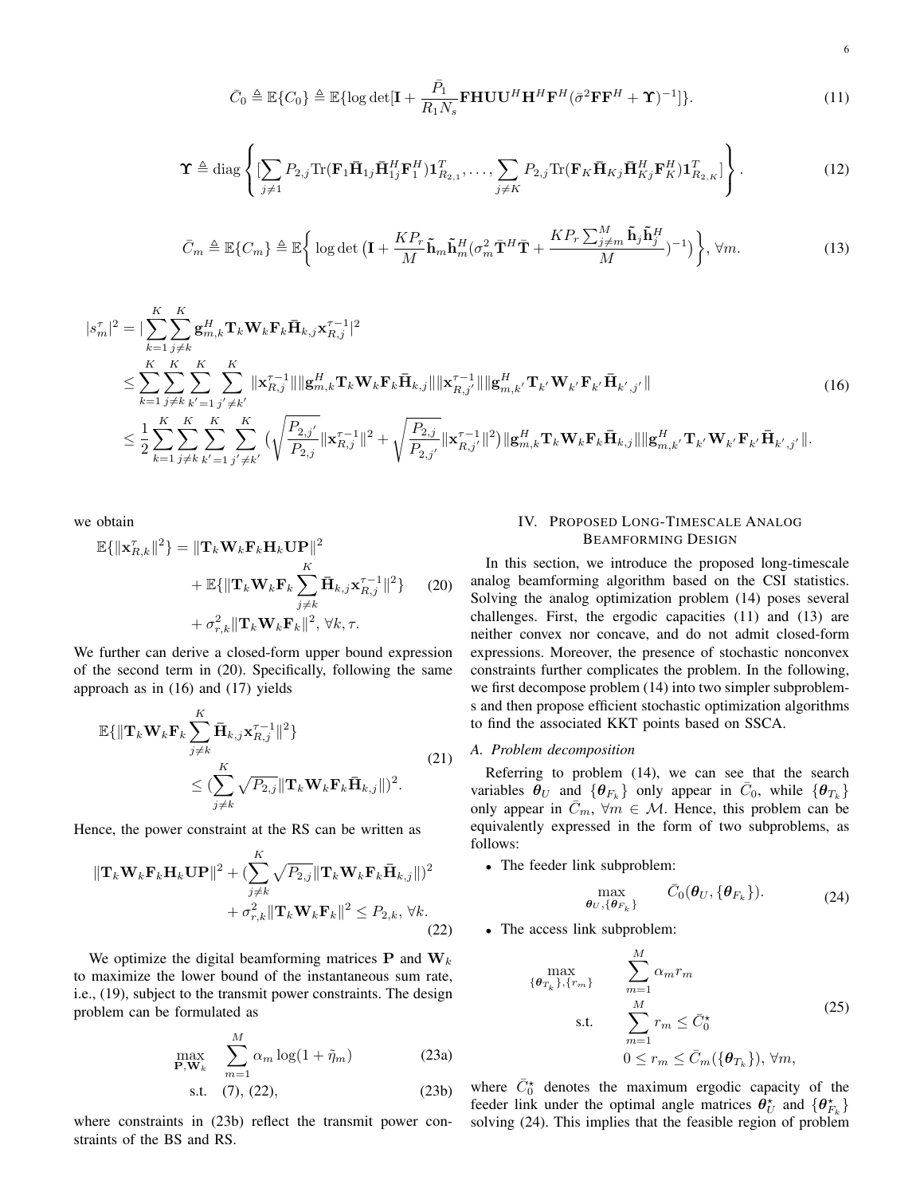$$\bar{C}_0 \triangleq \mathbb{E}\{C_0\} \triangleq \mathbb{E}\{\log\det[\mathbf{I} + \frac{\bar{P}_1}{R_1 N_s}\mathbf{F}\mathbf{H}\mathbf{U}\mathbf{U}^H\mathbf{H}^H\mathbf{F}^H(\bar{\sigma}^2\mathbf{F}\mathbf{F}^H + \boldsymbol{\Upsilon})^{-1}]\}. \tag{11}$$

$$\boldsymbol{\Upsilon} \triangleq \mathrm{diag}\left\{[\sum_{j\neq 1} P_{2,j}\mathrm{Tr}(\mathbf{F}_1\bar{\mathbf{H}}_{1j}\bar{\mathbf{H}}_{1j}^H\mathbf{F}_1^H)\mathbf{1}_{R_{2,1}}^T, \ldots, \sum_{j\neq K} P_{2,j}\mathrm{Tr}(\mathbf{F}_K\bar{\mathbf{H}}_{Kj}\bar{\mathbf{H}}_{Kj}^H\mathbf{F}_K^H)\mathbf{1}_{R_{2,K}}^T]\right\}. \tag{12}$$

$$\bar{C}_m \triangleq \mathbb{E}\{C_m\} \triangleq \mathbb{E}\left\{\log\det\left(\mathbf{I} + \frac{KP_r}{M}\tilde{\mathbf{h}}_m\tilde{\mathbf{h}}_m^H(\sigma_m^2\bar{\mathbf{T}}^H\bar{\mathbf{T}} + \frac{KP_r\sum_{j\neq m}^M \tilde{\mathbf{h}}_j\tilde{\mathbf{h}}_j^H}{M})^{-1}\right)\right\}, \forall m. \tag{13}$$

$$\begin{aligned}
|s_m^\tau|^2 &= |\sum_{k=1}^K\sum_{j\neq k}^K \mathbf{g}_{m,k}^H\mathbf{T}_k\mathbf{W}_k\mathbf{F}_k\bar{\mathbf{H}}_{k,j}\mathbf{x}_{R,j}^{\tau-1}|^2 \\
&\leq \sum_{k=1}^K\sum_{j\neq k}^K\sum_{k'=1}^K\sum_{j'\neq k'}^K \|\mathbf{x}_{R,j}^{\tau-1}\|\|\mathbf{g}_{m,k}^H\mathbf{T}_k\mathbf{W}_k\mathbf{F}_k\bar{\mathbf{H}}_{k,j}\|\|\mathbf{x}_{R,j'}^{\tau-1}\|\|\mathbf{g}_{m,k'}^H\mathbf{T}_{k'}\mathbf{W}_{k'}\mathbf{F}_{k'}\bar{\mathbf{H}}_{k',j'}\| \\
&\leq \frac{1}{2}\sum_{k=1}^K\sum_{j\neq k}^K\sum_{k'=1}^K\sum_{j'\neq k'}^K \left(\sqrt{\frac{P_{2,j'}}{P_{2,j}}}\|\mathbf{x}_{R,j}^{\tau-1}\|^2 + \sqrt{\frac{P_{2,j}}{P_{2,j'}}}\|\mathbf{x}_{R,j'}^{\tau-1}\|^2\right)\|\mathbf{g}_{m,k}^H\mathbf{T}_k\mathbf{W}_k\mathbf{F}_k\bar{\mathbf{H}}_{k,j}\|\|\mathbf{g}_{m,k'}^H\mathbf{T}_{k'}\mathbf{W}_{k'}\mathbf{F}_{k'}\bar{\mathbf{H}}_{k',j'}\|.
\end{aligned} \tag{16}$$

we obtain

$$\begin{aligned}
\mathbb{E}\{\|\mathbf{x}_{R,k}^\tau\|^2\} &= \|\mathbf{T}_k\mathbf{W}_k\mathbf{F}_k\mathbf{H}_k\mathbf{U}\mathbf{P}\|^2 \\
&+ \mathbb{E}\{\|\mathbf{T}_k\mathbf{W}_k\mathbf{F}_k\sum_{j\neq k}^K\bar{\mathbf{H}}_{k,j}\mathbf{x}_{R,j}^{\tau-1}\|^2\} \\
&+ \sigma_{r,k}^2\|\mathbf{T}_k\mathbf{W}_k\mathbf{F}_k\|^2, \forall k, \tau.
\end{aligned} \tag{20}$$

We further can derive a closed-form upper bound expression of the second term in (20). Specifically, following the same approach as in (16) and (17) yields

$$\begin{aligned}
&\mathbb{E}\{\|\mathbf{T}_k\mathbf{W}_k\mathbf{F}_k\sum_{j\neq k}^K\bar{\mathbf{H}}_{k,j}\mathbf{x}_{R,j}^{\tau-1}\|^2\} \\
&\qquad \leq (\sum_{j\neq k}^K\sqrt{P_{2,j}}\|\mathbf{T}_k\mathbf{W}_k\mathbf{F}_k\bar{\mathbf{H}}_{k,j}\|)^2.
\end{aligned} \tag{21}$$

Hence, the power constraint at the RS can be written as

$$\begin{aligned}
\|\mathbf{T}_k\mathbf{W}_k\mathbf{F}_k\mathbf{H}_k\mathbf{U}\mathbf{P}\|^2 &+ (\sum_{j\neq k}^K\sqrt{P_{2,j}}\|\mathbf{T}_k\mathbf{W}_k\mathbf{F}_k\bar{\mathbf{H}}_{k,j}\|)^2 \\
&+ \sigma_{r,k}^2\|\mathbf{T}_k\mathbf{W}_k\mathbf{F}_k\|^2 \leq P_{2,k}, \forall k.
\end{aligned} \tag{22}$$

We optimize the digital beamforming matrices $\mathbf{P}$ and $\mathbf{W}_k$ to maximize the lower bound of the instantaneous sum rate, i.e., (19), subject to the transmit power constraints. The design problem can be formulated as

$$\max_{\mathbf{P},\mathbf{W}_k} \quad \sum_{m=1}^M \alpha_m\log(1+\tilde{\eta}_m) \tag{23a}$$

$$\text{s.t.} \quad (7), (22), \tag{23b}$$

where constraints in (23b) reflect the transmit power constraints of the BS and RS.

## IV. Proposed Long-Timescale Analog Beamforming Design

In this section, we introduce the proposed long-timescale analog beamforming algorithm based on the CSI statistics. Solving the analog optimization problem (14) poses several challenges. First, the ergodic capacities (11) and (13) are neither convex nor concave, and do not admit closed-form expressions. Moreover, the presence of stochastic nonconvex constraints further complicates the problem. In the following, we first decompose problem (14) into two simpler subproblems and then propose efficient stochastic optimization algorithms to find the associated KKT points based on SSCA.

### A. Problem decomposition

Referring to problem (14), we can see that the search variables $\boldsymbol{\theta}_U$ and $\{\boldsymbol{\theta}_{F_k}\}$ only appear in $\bar{C}_0$, while $\{\boldsymbol{\theta}_{T_k}\}$ only appear in $\bar{C}_m$, $\forall m \in \mathcal{M}$. Hence, this problem can be equivalently expressed in the form of two subproblems, as follows:

- The feeder link subproblem:

$$\max_{\boldsymbol{\theta}_U,\{\boldsymbol{\theta}_{F_k}\}} \quad \bar{C}_0(\boldsymbol{\theta}_U, \{\boldsymbol{\theta}_{F_k}\}). \tag{24}$$

- The access link subproblem:

$$\begin{aligned}
\max_{\{\boldsymbol{\theta}_{T_k}\},\{r_m\}} \quad & \sum_{m=1}^M \alpha_m r_m \\
\text{s.t.} \quad & \sum_{m=1}^M r_m \leq \bar{C}_0^\star \\
& 0 \leq r_m \leq \bar{C}_m(\{\boldsymbol{\theta}_{T_k}\}), \forall m,
\end{aligned} \tag{25}$$

where $\bar{C}_0^\star$ denotes the maximum ergodic capacity of the feeder link under the optimal angle matrices $\boldsymbol{\theta}_U^\star$ and $\{\boldsymbol{\theta}_{F_k}^\star\}$ solving (24). This implies that the feasible region of problem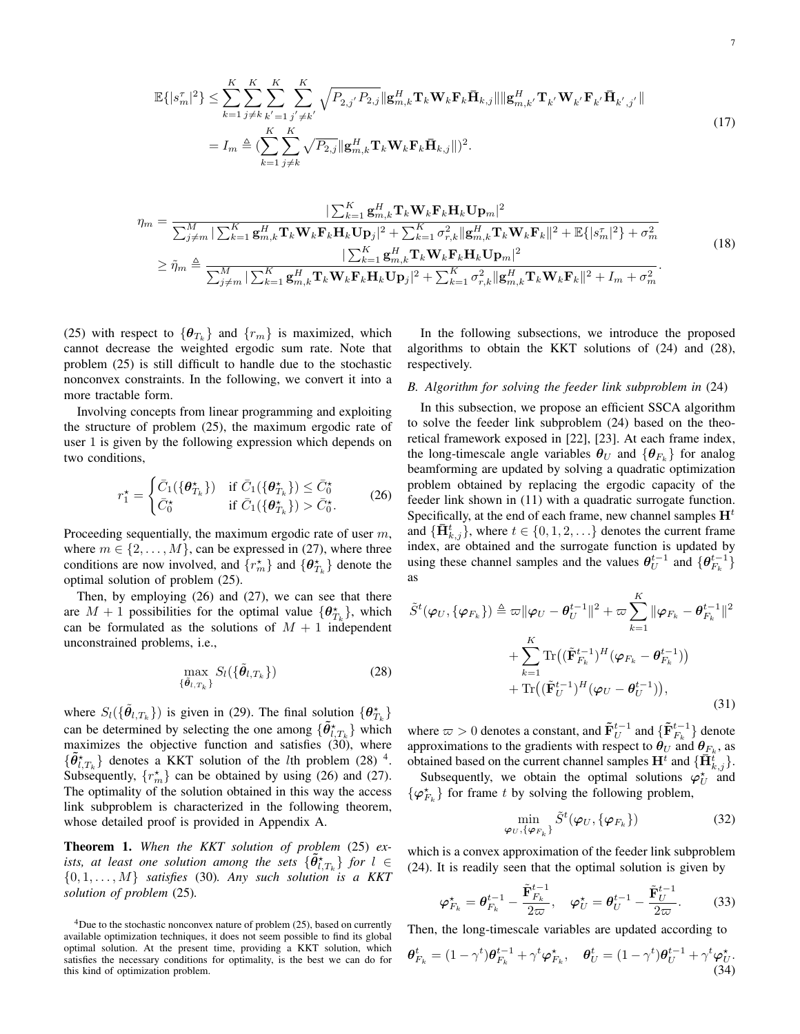$$\begin{aligned}\mathbb{E}\{|s_m^\tau|^2\} &\leq \sum_{k=1}^{K}\sum_{j\neq k}^{K}\sum_{k'=1}^{K}\sum_{j'\neq k'}^{K}\sqrt{P_{2,j'}P_{2,j}}\|\mathbf{g}_{m,k}^H\mathbf{T}_k\mathbf{W}_k\mathbf{F}_k\bar{\mathbf{H}}_{k,j}\|\|\mathbf{g}_{m,k'}^H\mathbf{T}_{k'}\mathbf{W}_{k'}\mathbf{F}_{k'}\bar{\mathbf{H}}_{k',j'}\| \\ &= I_m \triangleq (\sum_{k=1}^{K}\sum_{j\neq k}^{K}\sqrt{P_{2,j}}\|\mathbf{g}_{m,k}^H\mathbf{T}_k\mathbf{W}_k\mathbf{F}_k\bar{\mathbf{H}}_{k,j}\|)^2.\end{aligned} \tag{17}$$

$$\begin{aligned}\eta_m &= \frac{|\sum_{k=1}^{K}\mathbf{g}_{m,k}^H\mathbf{T}_k\mathbf{W}_k\mathbf{F}_k\mathbf{H}_k\mathbf{U}\mathbf{p}_m|^2}{\sum_{j\neq m}^{M}|\sum_{k=1}^{K}\mathbf{g}_{m,k}^H\mathbf{T}_k\mathbf{W}_k\mathbf{F}_k\mathbf{H}_k\mathbf{U}\mathbf{p}_j|^2+\sum_{k=1}^{K}\sigma_{r,k}^2\|\mathbf{g}_{m,k}^H\mathbf{T}_k\mathbf{W}_k\mathbf{F}_k\|^2+\mathbb{E}\{|s_m^\tau|^2\}+\sigma_m^2} \\ &\geq \tilde{\eta}_m \triangleq \frac{|\sum_{k=1}^{K}\mathbf{g}_{m,k}^H\mathbf{T}_k\mathbf{W}_k\mathbf{F}_k\mathbf{H}_k\mathbf{U}\mathbf{p}_m|^2}{\sum_{j\neq m}^{M}|\sum_{k=1}^{K}\mathbf{g}_{m,k}^H\mathbf{T}_k\mathbf{W}_k\mathbf{F}_k\mathbf{H}_k\mathbf{U}\mathbf{p}_j|^2+\sum_{k=1}^{K}\sigma_{r,k}^2\|\mathbf{g}_{m,k}^H\mathbf{T}_k\mathbf{W}_k\mathbf{F}_k\|^2+I_m+\sigma_m^2}.\end{aligned} \tag{18}$$

(25) with respect to $\{\boldsymbol{\theta}_{T_k}\}$ and $\{r_m\}$ is maximized, which cannot decrease the weighted ergodic sum rate. Note that problem (25) is still difficult to handle due to the stochastic nonconvex constraints. In the following, we convert it into a more tractable form.

Involving concepts from linear programming and exploiting the structure of problem (25), the maximum ergodic rate of user 1 is given by the following expression which depends on two conditions,

$$r_1^\star = \begin{cases}\bar{C}_1(\{\boldsymbol{\theta}_{T_k}^\star\}) & \text{if } \bar{C}_1(\{\boldsymbol{\theta}_{T_k}^\star\}) \leq \bar{C}_0^\star \\ \bar{C}_0^\star & \text{if } \bar{C}_1(\{\boldsymbol{\theta}_{T_k}^\star\}) > \bar{C}_0^\star.\end{cases} \tag{26}$$

Proceeding sequentially, the maximum ergodic rate of user $m$, where $m \in \{2,\ldots,M\}$, can be expressed in (27), where three conditions are now involved, and $\{r_m^\star\}$ and $\{\boldsymbol{\theta}_{T_k}^\star\}$ denote the optimal solution of problem (25).

Then, by employing (26) and (27), we can see that there are $M+1$ possibilities for the optimal value $\{\boldsymbol{\theta}_{T_k}^\star\}$, which can be formulated as the solutions of $M+1$ independent unconstrained problems, i.e.,

$$\max_{\{\tilde{\boldsymbol{\theta}}_{l,T_k}\}} S_l(\{\tilde{\boldsymbol{\theta}}_{l,T_k}\}) \tag{28}$$

where $S_l(\{\tilde{\boldsymbol{\theta}}_{l,T_k}\})$ is given in (29). The final solution $\{\boldsymbol{\theta}_{T_k}^\star\}$ can be determined by selecting the one among $\{\tilde{\boldsymbol{\theta}}_{l,T_k}^\star\}$ which maximizes the objective function and satisfies (30), where $\{\tilde{\boldsymbol{\theta}}_{l,T_k}^\star\}$ denotes a KKT solution of the $l$th problem (28) [4]. Subsequently, $\{r_m^\star\}$ can be obtained by using (26) and (27). The optimality of the solution obtained in this way the access link subproblem is characterized in the following theorem, whose detailed proof is provided in Appendix A.

**Theorem 1.** *When the KKT solution of problem* (25) *exists, at least one solution among the sets* $\{\tilde{\boldsymbol{\theta}}_{l,T_k}^\star\}$ *for* $l \in \{0,1,\ldots,M\}$ *satisfies* (30)*. Any such solution is a KKT solution of problem* (25)*.*

[4] Due to the stochastic nonconvex nature of problem (25), based on currently available optimization techniques, it does not seem possible to find its global optimal solution. At the present time, providing a KKT solution, which satisfies the necessary conditions for optimality, is the best we can do for this kind of optimization problem.

In the following subsections, we introduce the proposed algorithms to obtain the KKT solutions of (24) and (28), respectively.

### B. Algorithm for solving the feeder link subproblem in (24)

In this subsection, we propose an efficient SSCA algorithm to solve the feeder link subproblem (24) based on the theoretical framework exposed in [22], [23]. At each frame index, the long-timescale angle variables $\boldsymbol{\theta}_U$ and $\{\boldsymbol{\theta}_{F_k}\}$ for analog beamforming are updated by solving a quadratic optimization problem obtained by replacing the ergodic capacity of the feeder link shown in (11) with a quadratic surrogate function. Specifically, at the end of each frame, new channel samples $\mathbf{H}^t$ and $\{\bar{\mathbf{H}}_{k,j}^t\}$, where $t \in \{0,1,2,\ldots\}$ denotes the current frame index, are obtained and the surrogate function is updated by using these channel samples and the values $\boldsymbol{\theta}_U^{t-1}$ and $\{\boldsymbol{\theta}_{F_k}^{t-1}\}$ as

$$\begin{aligned}\tilde{S}^t(\boldsymbol{\varphi}_U,\{\boldsymbol{\varphi}_{F_k}\}) &\triangleq \varpi\|\boldsymbol{\varphi}_U-\boldsymbol{\theta}_U^{t-1}\|^2+\varpi\sum_{k=1}^{K}\|\boldsymbol{\varphi}_{F_k}-\boldsymbol{\theta}_{F_k}^{t-1}\|^2 \\ &+\sum_{k=1}^{K}\mathrm{Tr}\big((\tilde{\mathbf{F}}_{F_k}^{t-1})^H(\boldsymbol{\varphi}_{F_k}-\boldsymbol{\theta}_{F_k}^{t-1})\big) \\ &+\mathrm{Tr}\big((\tilde{\mathbf{F}}_U^{t-1})^H(\boldsymbol{\varphi}_U-\boldsymbol{\theta}_U^{t-1})\big),\end{aligned} \tag{31}$$

where $\varpi > 0$ denotes a constant, and $\tilde{\mathbf{F}}_U^{t-1}$ and $\{\tilde{\mathbf{F}}_{F_k}^{t-1}\}$ denote approximations to the gradients with respect to $\boldsymbol{\theta}_U$ and $\boldsymbol{\theta}_{F_k}$, as obtained based on the current channel samples $\mathbf{H}^t$ and $\{\bar{\mathbf{H}}_{k,j}^t\}$.

Subsequently, we obtain the optimal solutions $\boldsymbol{\varphi}_U^\star$ and $\{\boldsymbol{\varphi}_{F_k}^\star\}$ for frame $t$ by solving the following problem,

$$\min_{\boldsymbol{\varphi}_U,\{\boldsymbol{\varphi}_{F_k}\}} \tilde{S}^t(\boldsymbol{\varphi}_U,\{\boldsymbol{\varphi}_{F_k}\}) \tag{32}$$

which is a convex approximation of the feeder link subproblem (24). It is readily seen that the optimal solution is given by

$$\boldsymbol{\varphi}_{F_k}^\star = \boldsymbol{\theta}_{F_k}^{t-1}-\frac{\tilde{\mathbf{F}}_{F_k}^{t-1}}{2\varpi}, \quad \boldsymbol{\varphi}_U^\star = \boldsymbol{\theta}_U^{t-1}-\frac{\tilde{\mathbf{F}}_U^{t-1}}{2\varpi}. \tag{33}$$

Then, the long-timescale variables are updated according to

$$\boldsymbol{\theta}_{F_k}^t = (1-\gamma^t)\boldsymbol{\theta}_{F_k}^{t-1}+\gamma^t\boldsymbol{\varphi}_{F_k}^\star, \quad \boldsymbol{\theta}_U^t = (1-\gamma^t)\boldsymbol{\theta}_U^{t-1}+\gamma^t\boldsymbol{\varphi}_U^\star. \tag{34}$$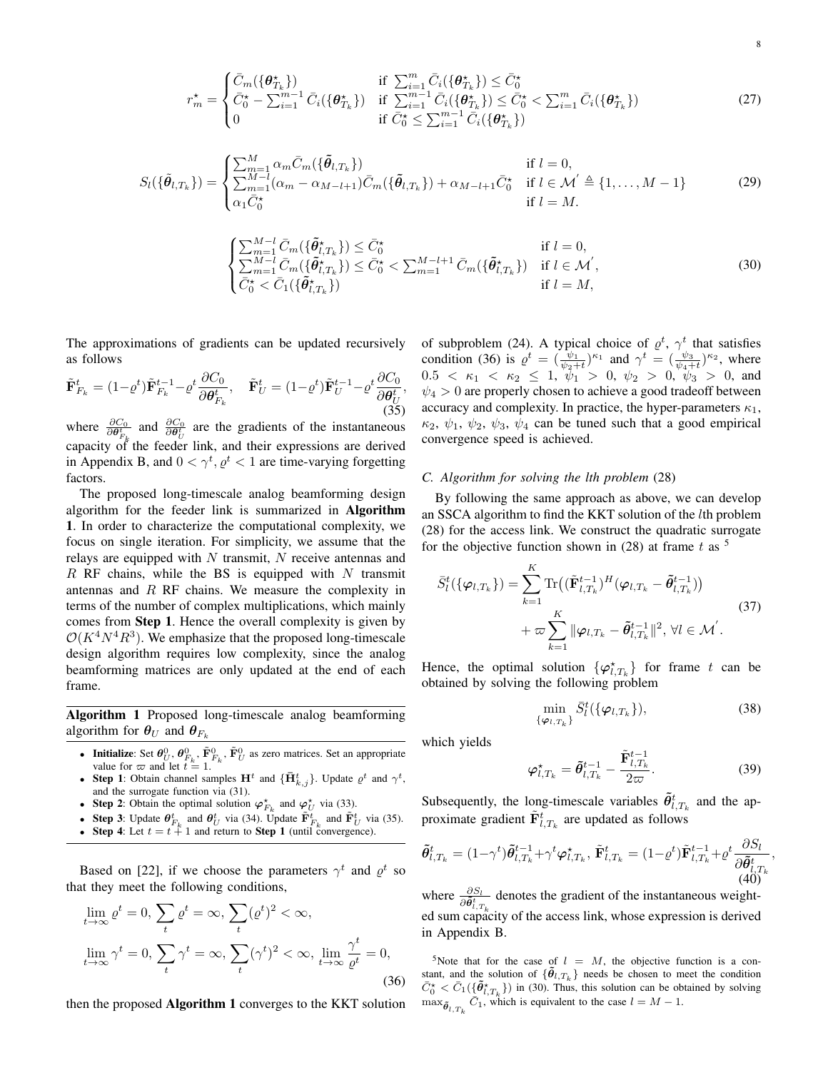$$r_m^\star = \begin{cases} \bar{C}_m(\{\boldsymbol{\theta}_{T_k}^\star\}) & \text{if } \sum_{i=1}^{m} \bar{C}_i(\{\boldsymbol{\theta}_{T_k}^\star\}) \le \bar{C}_0^\star \\ \bar{C}_0^\star - \sum_{i=1}^{m-1} \bar{C}_i(\{\boldsymbol{\theta}_{T_k}^\star\}) & \text{if } \sum_{i=1}^{m-1} \bar{C}_i(\{\boldsymbol{\theta}_{T_k}^\star\}) \le \bar{C}_0^\star < \sum_{i=1}^{m} \bar{C}_i(\{\boldsymbol{\theta}_{T_k}^\star\}) \\ 0 & \text{if } \bar{C}_0^\star \le \sum_{i=1}^{m-1} \bar{C}_i(\{\boldsymbol{\theta}_{T_k}^\star\}) \end{cases} \tag{27}$$

$$S_l(\{\tilde{\boldsymbol{\theta}}_{l,T_k}\}) = \begin{cases} \sum_{m=1}^{M} \alpha_m \bar{C}_m(\{\tilde{\boldsymbol{\theta}}_{l,T_k}\}) & \text{if } l = 0, \\ \sum_{m=1}^{M-l} (\alpha_m - \alpha_{M-l+1}) \bar{C}_m(\{\tilde{\boldsymbol{\theta}}_{l,T_k}\}) + \alpha_{M-l+1} \bar{C}_0^\star & \text{if } l \in \mathcal{M}' \triangleq \{1, \ldots, M-1\} \\ \alpha_1 \bar{C}_0^\star & \text{if } l = M. \end{cases} \tag{29}$$

$$\begin{cases} \sum_{m=1}^{M-l} \bar{C}_m(\{\tilde{\boldsymbol{\theta}}_{l,T_k}^\star\}) \le \bar{C}_0^\star & \text{if } l = 0, \\ \sum_{m=1}^{M-l} \bar{C}_m(\{\tilde{\boldsymbol{\theta}}_{l,T_k}^\star\}) \le \bar{C}_0^\star < \sum_{m=1}^{M-l+1} \bar{C}_m(\{\tilde{\boldsymbol{\theta}}_{l,T_k}^\star\}) & \text{if } l \in \mathcal{M}', \\ \bar{C}_0^\star < \bar{C}_1(\{\tilde{\boldsymbol{\theta}}_{l,T_k}^\star\}) & \text{if } l = M, \end{cases} \tag{30}$$

The approximations of gradients can be updated recursively as follows

$$\tilde{\mathbf{F}}_{F_k}^t = (1-\varrho^t)\tilde{\mathbf{F}}_{F_k}^{t-1} - \varrho^t \frac{\partial C_0}{\partial \boldsymbol{\theta}_{F_k}^t}, \quad \tilde{\mathbf{F}}_U^t = (1-\varrho^t)\tilde{\mathbf{F}}_U^{t-1} - \varrho^t \frac{\partial C_0}{\partial \boldsymbol{\theta}_U^t}, \tag{35}$$

where $\frac{\partial C_0}{\partial \boldsymbol{\theta}_{F_k}^t}$ and $\frac{\partial C_0}{\partial \boldsymbol{\theta}_U^t}$ are the gradients of the instantaneous capacity of the feeder link, and their expressions are derived in Appendix B, and $0 < \gamma^t, \varrho^t < 1$ are time-varying forgetting factors.

The proposed long-timescale analog beamforming design algorithm for the feeder link is summarized in **Algorithm 1**. In order to characterize the computational complexity, we focus on single iteration. For simplicity, we assume that the relays are equipped with $N$ transmit, $N$ receive antennas and $R$ RF chains, while the BS is equipped with $N$ transmit antennas and $R$ RF chains. We measure the complexity in terms of the number of complex multiplications, which mainly comes from **Step 1**. Hence the overall complexity is given by $\mathcal{O}(K^4 N^4 R^3)$. We emphasize that the proposed long-timescale design algorithm requires low complexity, since the analog beamforming matrices are only updated at the end of each frame.

---

**Algorithm 1** Proposed long-timescale analog beamforming algorithm for $\boldsymbol{\theta}_U$ and $\boldsymbol{\theta}_{F_k}$

- **Initialize**: Set $\boldsymbol{\theta}_U^0$, $\boldsymbol{\theta}_{F_k}^0$, $\tilde{\mathbf{F}}_{F_k}^0$, $\tilde{\mathbf{F}}_U^0$ as zero matrices. Set an appropriate value for $\varpi$ and let $t = 1$.
- **Step 1**: Obtain channel samples $\mathbf{H}^t$ and $\{\bar{\mathbf{H}}_{k,j}^t\}$. Update $\varrho^t$ and $\gamma^t$, and the surrogate function via (31).
- **Step 2**: Obtain the optimal solution $\boldsymbol{\varphi}_{F_k}^\star$ and $\boldsymbol{\varphi}_U^\star$ via (33).
- **Step 3**: Update $\boldsymbol{\theta}_{F_k}^t$ and $\boldsymbol{\theta}_U^t$ via (34). Update $\tilde{\mathbf{F}}_{F_k}^t$ and $\tilde{\mathbf{F}}_U^t$ via (35).
- **Step 4**: Let $t = t + 1$ and return to **Step 1** (until convergence).

---

Based on [22], if we choose the parameters $\gamma^t$ and $\varrho^t$ so that they meet the following conditions,

$$\begin{aligned} &\lim_{t\to\infty} \varrho^t = 0, \ \sum_t \varrho^t = \infty, \ \sum_t (\varrho^t)^2 < \infty, \\ &\lim_{t\to\infty} \gamma^t = 0, \ \sum_t \gamma^t = \infty, \ \sum_t (\gamma^t)^2 < \infty, \ \lim_{t\to\infty} \frac{\gamma^t}{\varrho^t} = 0, \end{aligned} \tag{36}$$

then the proposed **Algorithm 1** converges to the KKT solution of subproblem (24). A typical choice of $\varrho^t$, $\gamma^t$ that satisfies condition (36) is $\varrho^t = (\frac{\psi_1}{\psi_2 + t})^{\kappa_1}$ and $\gamma^t = (\frac{\psi_3}{\psi_4 + t})^{\kappa_2}$, where $0.5 < \kappa_1 < \kappa_2 \le 1$, $\psi_1 > 0$, $\psi_2 > 0$, $\psi_3 > 0$, and $\psi_4 > 0$ are properly chosen to achieve a good tradeoff between accuracy and complexity. In practice, the hyper-parameters $\kappa_1$, $\kappa_2$, $\psi_1$, $\psi_2$, $\psi_3$, $\psi_4$ can be tuned such that a good empirical convergence speed is achieved.

### C. Algorithm for solving the lth problem (28)

By following the same approach as above, we can develop an SSCA algorithm to find the KKT solution of the $l$th problem (28) for the access link. We construct the quadratic surrogate for the objective function shown in (28) at frame $t$ as [5]

$$\begin{aligned} \bar{S}_l^t(\{\boldsymbol{\varphi}_{l,T_k}\}) = &\sum_{k=1}^{K} \mathrm{Tr}\big((\tilde{\mathbf{F}}_{l,T_k}^{t-1})^H (\boldsymbol{\varphi}_{l,T_k} - \tilde{\boldsymbol{\theta}}_{l,T_k}^{t-1})\big) \\ &+ \varpi \sum_{k=1}^{K} \|\boldsymbol{\varphi}_{l,T_k} - \tilde{\boldsymbol{\theta}}_{l,T_k}^{t-1}\|^2, \ \forall l \in \mathcal{M}'. \end{aligned} \tag{37}$$

Hence, the optimal solution $\{\boldsymbol{\varphi}_{l,T_k}^\star\}$ for frame $t$ can be obtained by solving the following problem

$$\min_{\{\boldsymbol{\varphi}_{l,T_k}\}} \bar{S}_l^t(\{\boldsymbol{\varphi}_{l,T_k}\}), \tag{38}$$

which yields

$$\boldsymbol{\varphi}_{l,T_k}^\star = \tilde{\boldsymbol{\theta}}_{l,T_k}^{t-1} - \frac{\tilde{\mathbf{F}}_{l,T_k}^{t-1}}{2\varpi}. \tag{39}$$

Subsequently, the long-timescale variables $\tilde{\boldsymbol{\theta}}_{l,T_k}^t$ and the approximate gradient $\tilde{\mathbf{F}}_{l,T_k}^t$ are updated as follows

$$\tilde{\boldsymbol{\theta}}_{l,T_k}^t = (1-\gamma^t)\tilde{\boldsymbol{\theta}}_{l,T_k}^{t-1} + \gamma^t \boldsymbol{\varphi}_{l,T_k}^\star, \ \tilde{\mathbf{F}}_{l,T_k}^t = (1-\varrho^t)\tilde{\mathbf{F}}_{l,T_k}^{t-1} + \varrho^t \frac{\partial S_l}{\partial \tilde{\boldsymbol{\theta}}_{l,T_k}^t}, \tag{40}$$

where $\frac{\partial S_l}{\partial \tilde{\boldsymbol{\theta}}_{l,T_k}^t}$ denotes the gradient of the instantaneous weighted sum capacity of the access link, whose expression is derived in Appendix B.

[5] Note that for the case of $l = M$, the objective function is a constant, and the solution of $\{\tilde{\boldsymbol{\theta}}_{l,T_k}\}$ needs be chosen to meet the condition $\bar{C}_0^\star < \bar{C}_1(\{\tilde{\boldsymbol{\theta}}_{l,T_k}^\star\})$ in (30). Thus, this solution can be obtained by solving $\max_{\tilde{\boldsymbol{\theta}}_{l,T_k}} \bar{C}_1$, which is equivalent to the case $l = M - 1$.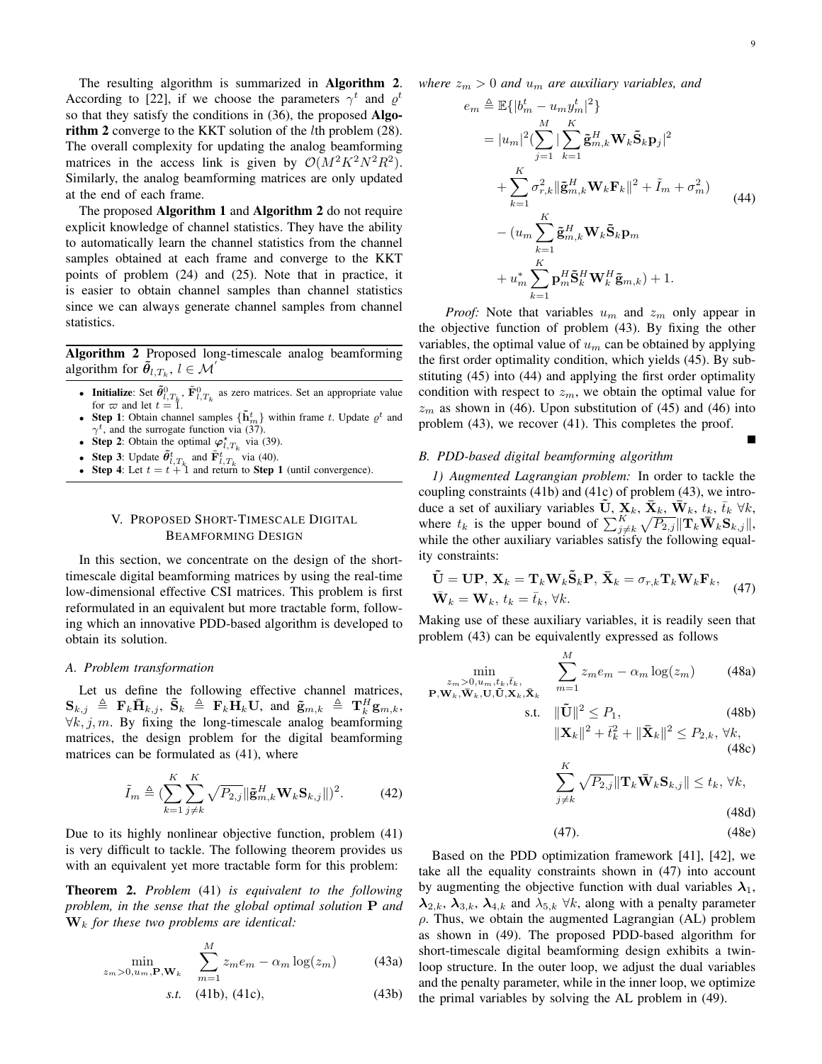The resulting algorithm is summarized in **Algorithm 2**. According to [22], if we choose the parameters $\gamma^t$ and $\varrho^t$ so that they satisfy the conditions in (36), the proposed **Algorithm 2** converge to the KKT solution of the $l$th problem (28). The overall complexity for updating the analog beamforming matrices in the access link is given by $\mathcal{O}(M^2K^2N^2R^2)$. Similarly, the analog beamforming matrices are only updated at the end of each frame.

The proposed **Algorithm 1** and **Algorithm 2** do not require explicit knowledge of channel statistics. They have the ability to automatically learn the channel statistics from the channel samples obtained at each frame and converge to the KKT points of problem (24) and (25). Note that in practice, it is easier to obtain channel samples than channel statistics since we can always generate channel samples from channel statistics.

---

**Algorithm 2** Proposed long-timescale analog beamforming algorithm for $\tilde{\boldsymbol{\theta}}_{l,T_k}$, $l \in \mathcal{M}^{'}$

---

- **Initialize**: Set $\tilde{\boldsymbol{\theta}}_{l,T_k}^0$, $\tilde{\mathbf{F}}_{l,T_k}^0$ as zero matrices. Set an appropriate value for $\varpi$ and let $t=1$.
- **Step 1**: Obtain channel samples $\{\tilde{\mathbf{h}}_m^t\}$ within frame $t$. Update $\varrho^t$ and $\gamma^t$, and the surrogate function via (37).
- **Step 2**: Obtain the optimal $\boldsymbol{\varphi}_{l,T_k}^*$ via (39).
- **Step 3**: Update $\tilde{\boldsymbol{\theta}}_{l,T_k}^t$ and $\tilde{\mathbf{F}}_{l,T_k}^t$ via (40).
- **Step 4**: Let $t=t+1$ and return to **Step 1** (until convergence).

---

## V. Proposed Short-Timescale Digital Beamforming Design

In this section, we concentrate on the design of the short-timescale digital beamforming matrices by using the real-time low-dimensional effective CSI matrices. This problem is first reformulated in an equivalent but more tractable form, following which an innovative PDD-based algorithm is developed to obtain its solution.

### A. Problem transformation

Let us define the following effective channel matrices, $\mathbf{S}_{k,j} \triangleq \mathbf{F}_k\bar{\mathbf{H}}_{k,j}$, $\tilde{\mathbf{S}}_k \triangleq \mathbf{F}_k\mathbf{H}_k\mathbf{U}$, and $\tilde{\mathbf{g}}_{m,k} \triangleq \mathbf{T}_k^H\mathbf{g}_{m,k}$, $\forall k,j,m$. By fixing the long-timescale analog beamforming matrices, the design problem for the digital beamforming matrices can be formulated as (41), where

$$\tilde{I}_m \triangleq (\sum_{k=1}^{K}\sum_{j\neq k}^{K}\sqrt{P_{2,j}}\|\tilde{\mathbf{g}}_{m,k}^H\mathbf{W}_k\mathbf{S}_{k,j}\|)^2. \tag{42}$$

Due to its highly nonlinear objective function, problem (41) is very difficult to tackle. The following theorem provides us with an equivalent yet more tractable form for this problem:

**Theorem 2.** *Problem* (41) *is equivalent to the following problem, in the sense that the global optimal solution* $\mathbf{P}$ *and* $\mathbf{W}_k$ *for these two problems are identical:*

$$\min_{z_m>0,u_m,\mathbf{P},\mathbf{W}_k} \quad \sum_{m=1}^{M} z_m e_m - \alpha_m\log(z_m) \tag{43a}$$

$$\text{s.t.} \quad \text{(41b), (41c)}, \tag{43b}$$

*where* $z_m>0$ *and* $u_m$ *are auxiliary variables, and*

$$\begin{aligned} e_m &\triangleq \mathbb{E}\{|b_m^t - u_m y_m^t|^2\} \\ &= |u_m|^2(\sum_{j=1}^{M}|\sum_{k=1}^{K}\tilde{\mathbf{g}}_{m,k}^H\mathbf{W}_k\tilde{\mathbf{S}}_k\mathbf{p}_j|^2 \\ &\quad + \sum_{k=1}^{K}\sigma_{r,k}^2\|\tilde{\mathbf{g}}_{m,k}^H\mathbf{W}_k\mathbf{F}_k\|^2 + \tilde{I}_m + \sigma_m^2) \\ &\quad - (u_m\sum_{k=1}^{K}\tilde{\mathbf{g}}_{m,k}^H\mathbf{W}_k\tilde{\mathbf{S}}_k\mathbf{p}_m \\ &\quad + u_m^*\sum_{k=1}^{K}\mathbf{p}_m^H\tilde{\mathbf{S}}_k^H\mathbf{W}_k^H\tilde{\mathbf{g}}_{m,k}) + 1. \end{aligned} \tag{44}$$

*Proof:* Note that variables $u_m$ and $z_m$ only appear in the objective function of problem (43). By fixing the other variables, the optimal value of $u_m$ can be obtained by applying the first order optimality condition, which yields (45). By substituting (45) into (44) and applying the first order optimality condition with respect to $z_m$, we obtain the optimal value for $z_m$ as shown in (46). Upon substitution of (45) and (46) into problem (43), we recover (41). This completes the proof. ∎

### B. PDD-based digital beamforming algorithm

*1) Augmented Lagrangian problem:* In order to tackle the coupling constraints (41b) and (41c) of problem (43), we introduce a set of auxiliary variables $\tilde{\mathbf{U}}$, $\mathbf{X}_k$, $\bar{\mathbf{X}}_k$, $\bar{\mathbf{W}}_k$, $t_k$, $\bar{t}_k$ $\forall k$, where $t_k$ is the upper bound of $\sum_{j\neq k}^{K}\sqrt{P_{2,j}}\|\mathbf{T}_k\bar{\mathbf{W}}_k\mathbf{S}_{k,j}\|$, while the other auxiliary variables satisfy the following equality constraints:

$$\begin{aligned} &\tilde{\mathbf{U}} = \mathbf{U}\mathbf{P},\ \mathbf{X}_k = \mathbf{T}_k\mathbf{W}_k\tilde{\mathbf{S}}_k\mathbf{P},\ \bar{\mathbf{X}}_k = \sigma_{r,k}\mathbf{T}_k\mathbf{W}_k\mathbf{F}_k, \\ &\bar{\mathbf{W}}_k = \mathbf{W}_k,\ t_k = \bar{t}_k,\ \forall k. \end{aligned} \tag{47}$$

Making use of these auxiliary variables, it is readily seen that problem (43) can be equivalently expressed as follows

$$\min_{\substack{z_m>0,u_m,t_k,\bar{t}_k,\\ \mathbf{P},\mathbf{W}_k,\bar{\mathbf{W}}_k,\mathbf{U},\tilde{\mathbf{U}},\mathbf{X}_k,\bar{\mathbf{X}}_k}} \quad \sum_{m=1}^{M} z_m e_m - \alpha_m\log(z_m) \tag{48a}$$

$$\text{s.t.} \quad \|\tilde{\mathbf{U}}\|^2 \leq P_1, \tag{48b}$$

$$\|\mathbf{X}_k\|^2 + \bar{t}_k^2 + \|\bar{\mathbf{X}}_k\|^2 \leq P_{2,k},\ \forall k, \tag{48c}$$

$$\sum_{j\neq k}^{K}\sqrt{P_{2,j}}\|\mathbf{T}_k\bar{\mathbf{W}}_k\mathbf{S}_{k,j}\| \leq t_k,\ \forall k, \tag{48d}$$

$$(47). \tag{48e}$$

Based on the PDD optimization framework [41], [42], we take all the equality constraints shown in (47) into account by augmenting the objective function with dual variables $\boldsymbol{\lambda}_1$, $\boldsymbol{\lambda}_{2,k}$, $\boldsymbol{\lambda}_{3,k}$, $\boldsymbol{\lambda}_{4,k}$ and $\lambda_{5,k}$ $\forall k$, along with a penalty parameter $\rho$. Thus, we obtain the augmented Lagrangian (AL) problem as shown in (49). The proposed PDD-based algorithm for short-timescale digital beamforming design exhibits a twin-loop structure. In the outer loop, we adjust the dual variables and the penalty parameter, while in the inner loop, we optimize the primal variables by solving the AL problem in (49).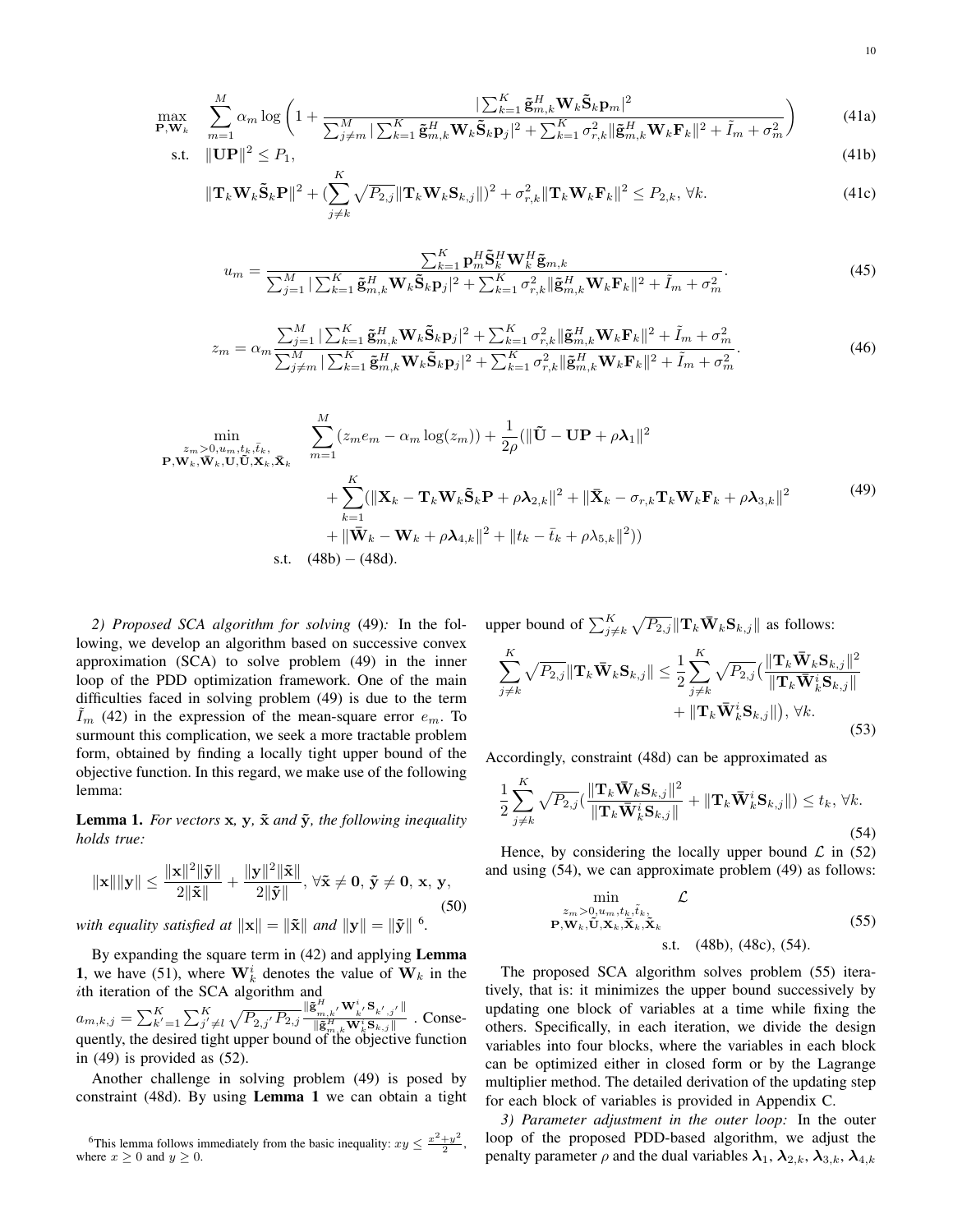$$
\max_{\mathbf{P},\mathbf{W}_k} \quad \sum_{m=1}^{M} \alpha_m \log\left(1+\frac{|\sum_{k=1}^{K}\tilde{\mathbf{g}}_{m,k}^H\mathbf{W}_k\tilde{\mathbf{S}}_k\mathbf{p}_m|^2}{\sum_{j\neq m}^{M}|\sum_{k=1}^{K}\tilde{\mathbf{g}}_{m,k}^H\mathbf{W}_k\tilde{\mathbf{S}}_k\mathbf{p}_j|^2+\sum_{k=1}^{K}\sigma_{r,k}^2\|\tilde{\mathbf{g}}_{m,k}^H\mathbf{W}_k\mathbf{F}_k\|^2+\tilde{I}_m+\sigma_m^2}\right) \tag{41a}
$$

$$
\text{s.t.} \quad \|\mathbf{U}\mathbf{P}\|^2 \leq P_1, \tag{41b}
$$

$$
\|\mathbf{T}_k\mathbf{W}_k\tilde{\mathbf{S}}_k\mathbf{P}\|^2+(\sum_{j\neq k}^{K}\sqrt{P_{2,j}}\|\mathbf{T}_k\mathbf{W}_k\mathbf{S}_{k,j}\|)^2+\sigma_{r,k}^2\|\mathbf{T}_k\mathbf{W}_k\mathbf{F}_k\|^2 \leq P_{2,k},\ \forall k. \tag{41c}
$$

$$
u_m = \frac{\sum_{k=1}^{K}\mathbf{p}_m^H\tilde{\mathbf{S}}_k^H\mathbf{W}_k^H\tilde{\mathbf{g}}_{m,k}}{\sum_{j=1}^{M}|\sum_{k=1}^{K}\tilde{\mathbf{g}}_{m,k}^H\mathbf{W}_k\tilde{\mathbf{S}}_k\mathbf{p}_j|^2+\sum_{k=1}^{K}\sigma_{r,k}^2\|\tilde{\mathbf{g}}_{m,k}^H\mathbf{W}_k\mathbf{F}_k\|^2+\tilde{I}_m+\sigma_m^2}. \tag{45}
$$

$$
z_m = \alpha_m\frac{\sum_{j=1}^{M}|\sum_{k=1}^{K}\tilde{\mathbf{g}}_{m,k}^H\mathbf{W}_k\tilde{\mathbf{S}}_k\mathbf{p}_j|^2+\sum_{k=1}^{K}\sigma_{r,k}^2\|\tilde{\mathbf{g}}_{m,k}^H\mathbf{W}_k\mathbf{F}_k\|^2+\tilde{I}_m+\sigma_m^2}{\sum_{j\neq m}^{M}|\sum_{k=1}^{K}\tilde{\mathbf{g}}_{m,k}^H\mathbf{W}_k\tilde{\mathbf{S}}_k\mathbf{p}_j|^2+\sum_{k=1}^{K}\sigma_{r,k}^2\|\tilde{\mathbf{g}}_{m,k}^H\mathbf{W}_k\mathbf{F}_k\|^2+\tilde{I}_m+\sigma_m^2}. \tag{46}
$$

$$
\begin{aligned}
\min_{\substack{z_m>0,u_m,t_k,\bar{t}_k,\\ \mathbf{P},\mathbf{W}_k,\bar{\mathbf{W}}_k,\mathbf{U},\tilde{\mathbf{U}},\mathbf{X}_k,\bar{\mathbf{X}}_k}} \quad & \sum_{m=1}^{M}(z_m e_m-\alpha_m\log(z_m))+\frac{1}{2\rho}(\|\tilde{\mathbf{U}}-\mathbf{U}\mathbf{P}+\rho\boldsymbol{\lambda}_1\|^2 \\
& +\sum_{k=1}^{K}(\|\mathbf{X}_k-\mathbf{T}_k\mathbf{W}_k\tilde{\mathbf{S}}_k\mathbf{P}+\rho\boldsymbol{\lambda}_{2,k}\|^2+\|\bar{\mathbf{X}}_k-\sigma_{r,k}\mathbf{T}_k\mathbf{W}_k\mathbf{F}_k+\rho\boldsymbol{\lambda}_{3,k}\|^2 \\
& +\|\bar{\mathbf{W}}_k-\mathbf{W}_k+\rho\boldsymbol{\lambda}_{4,k}\|^2+\|t_k-\bar{t}_k+\rho\lambda_{5,k}\|^2)) \\
\text{s.t.} \quad & (48b)-(48d).
\end{aligned} \tag{49}
$$

*2) Proposed SCA algorithm for solving* (49)*:* In the following, we develop an algorithm based on successive convex approximation (SCA) to solve problem (49) in the inner loop of the PDD optimization framework. One of the main difficulties faced in solving problem (49) is due to the term $\tilde{I}_m$ (42) in the expression of the mean-square error $e_m$. To surmount this complication, we seek a more tractable problem form, obtained by finding a locally tight upper bound of the objective function. In this regard, we make use of the following lemma:

**Lemma 1.** *For vectors* $\mathbf{x}$*,* $\mathbf{y}$*,* $\tilde{\mathbf{x}}$ *and* $\tilde{\mathbf{y}}$*, the following inequality holds true:*

$$
\|\mathbf{x}\|\|\mathbf{y}\| \leq \frac{\|\mathbf{x}\|^2\|\tilde{\mathbf{y}}\|}{2\|\tilde{\mathbf{x}}\|}+\frac{\|\mathbf{y}\|^2\|\tilde{\mathbf{x}}\|}{2\|\tilde{\mathbf{y}}\|},\ \forall\tilde{\mathbf{x}}\neq\mathbf{0},\ \tilde{\mathbf{y}}\neq\mathbf{0},\ \mathbf{x},\ \mathbf{y}, \tag{50}
$$

*with equality satisfied at* $\|\mathbf{x}\|=\|\tilde{\mathbf{x}}\|$ *and* $\|\mathbf{y}\|=\|\tilde{\mathbf{y}}\|$ [6].

By expanding the square term in (42) and applying **Lemma 1**, we have (51), where $\mathbf{W}_k^i$ denotes the value of $\mathbf{W}_k$ in the $i$th iteration of the SCA algorithm and $a_{m,k,j}=\sum_{k'=1}^{K}\sum_{j'\neq l}^{K}\sqrt{P_{2,j'}P_{2,j}}\frac{\|\tilde{\mathbf{g}}_{m,k'}^H\mathbf{W}_{k'}^i\mathbf{S}_{k',j'}\|}{\|\tilde{\mathbf{g}}_{m,k}^H\mathbf{W}_k^i\mathbf{S}_{k,j}\|}$. Consequently, the desired tight upper bound of the objective function in (49) is provided as (52).

Another challenge in solving problem (49) is posed by constraint (48d). By using **Lemma 1** we can obtain a tight upper bound of $\sum_{j\neq k}^{K}\sqrt{P_{2,j}}\|\mathbf{T}_k\bar{\mathbf{W}}_k\mathbf{S}_{k,j}\|$ as follows:

$$
\sum_{j\neq k}^{K}\sqrt{P_{2,j}}\|\mathbf{T}_k\bar{\mathbf{W}}_k\mathbf{S}_{k,j}\| \leq \frac{1}{2}\sum_{j\neq k}^{K}\sqrt{P_{2,j}}\Big(\frac{\|\mathbf{T}_k\bar{\mathbf{W}}_k\mathbf{S}_{k,j}\|^2}{\|\mathbf{T}_k\bar{\mathbf{W}}_k^i\mathbf{S}_{k,j}\|}+\|\mathbf{T}_k\bar{\mathbf{W}}_k^i\mathbf{S}_{k,j}\|\Big),\ \forall k. \tag{53}
$$

Accordingly, constraint (48d) can be approximated as

$$
\frac{1}{2}\sum_{j\neq k}^{K}\sqrt{P_{2,j}}\Big(\frac{\|\mathbf{T}_k\bar{\mathbf{W}}_k\mathbf{S}_{k,j}\|^2}{\|\mathbf{T}_k\bar{\mathbf{W}}_k^i\mathbf{S}_{k,j}\|}+\|\mathbf{T}_k\bar{\mathbf{W}}_k^i\mathbf{S}_{k,j}\|\Big) \leq t_k,\ \forall k. \tag{54}
$$

Hence, by considering the locally upper bound $\mathcal{L}$ in (52) and using (54), we can approximate problem (49) as follows:

$$
\begin{aligned}
\min_{\substack{z_m>0,u_m,t_k,\bar{t}_k,\\ \mathbf{P},\mathbf{W}_k,\tilde{\mathbf{U}},\mathbf{X}_k,\bar{\mathbf{X}}_k,\bar{\mathbf{X}}_k}} \quad & \mathcal{L} \\
\text{s.t.} \quad & (48b), (48c), (54).
\end{aligned} \tag{55}
$$

The proposed SCA algorithm solves problem (55) iteratively, that is: it minimizes the upper bound successively by updating one block of variables at a time while fixing the others. Specifically, in each iteration, we divide the design variables into four blocks, where the variables in each block can be optimized either in closed form or by the Lagrange multiplier method. The detailed derivation of the updating step for each block of variables is provided in Appendix C.

*3) Parameter adjustment in the outer loop:* In the outer loop of the proposed PDD-based algorithm, we adjust the penalty parameter $\rho$ and the dual variables $\boldsymbol{\lambda}_1$, $\boldsymbol{\lambda}_{2,k}$, $\boldsymbol{\lambda}_{3,k}$, $\boldsymbol{\lambda}_{4,k}$

[6] This lemma follows immediately from the basic inequality: $xy \leq \frac{x^2+y^2}{2}$, where $x \geq 0$ and $y \geq 0$.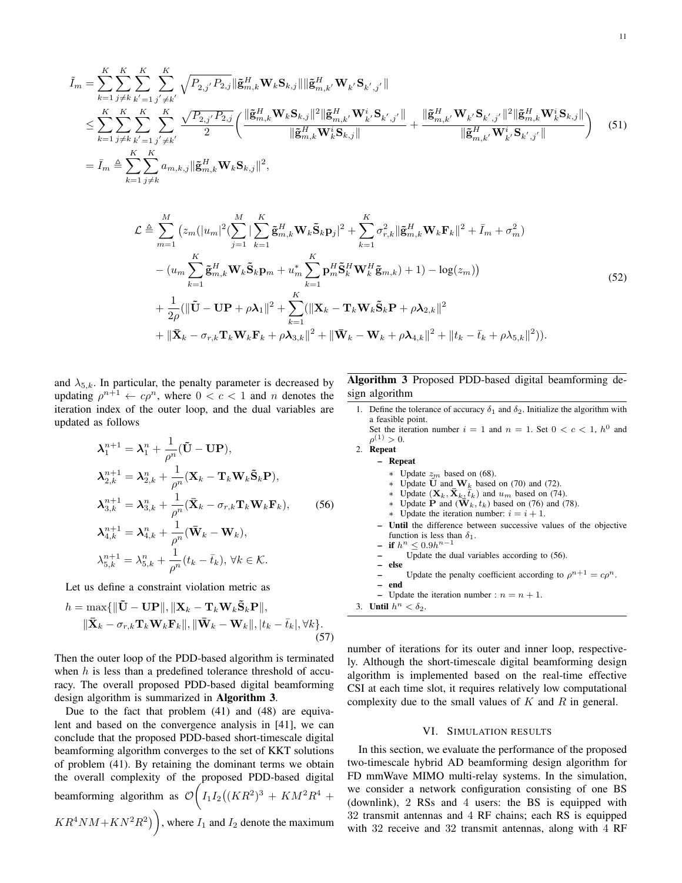$$
\begin{aligned}
\tilde{I}_m &= \sum_{k=1}^{K}\sum_{j\neq k}^{K}\sum_{k'=1}^{K}\sum_{j'\neq k'}^{K} \sqrt{P_{2,j'}P_{2,j}}\|\tilde{\mathbf{g}}_{m,k}^H \mathbf{W}_k \mathbf{S}_{k,j}\|\|\tilde{\mathbf{g}}_{m,k'}^H \mathbf{W}_{k'} \mathbf{S}_{k',j'}\| \\
&\leq \sum_{k=1}^{K}\sum_{j\neq k}^{K}\sum_{k'=1}^{K}\sum_{j'\neq k'}^{K} \frac{\sqrt{P_{2,j'}P_{2,j}}}{2}\bigg(\frac{\|\tilde{\mathbf{g}}_{m,k}^H \mathbf{W}_k \mathbf{S}_{k,j}\|^2\|\tilde{\mathbf{g}}_{m,k'}^H \mathbf{W}_{k'}^i \mathbf{S}_{k',j'}\|}{\|\tilde{\mathbf{g}}_{m,k}^H \mathbf{W}_k^i \mathbf{S}_{k,j}\|} + \frac{\|\tilde{\mathbf{g}}_{m,k'}^H \mathbf{W}_{k'} \mathbf{S}_{k',j'}\|^2\|\tilde{\mathbf{g}}_{m,k}^H \mathbf{W}_k^i \mathbf{S}_{k,j}\|}{\|\tilde{\mathbf{g}}_{m,k'}^H \mathbf{W}_{k'}^i \mathbf{S}_{k',j'}\|}\bigg) \\
&= \bar{I}_m \triangleq \sum_{k=1}^{K}\sum_{j\neq k}^{K} a_{m,k,j}\|\tilde{\mathbf{g}}_{m,k}^H \mathbf{W}_k \mathbf{S}_{k,j}\|^2,
\end{aligned} \tag{51}
$$

$$
\begin{aligned}
\mathcal{L} \triangleq \sum_{m=1}^{M} \Big( & z_m\big(|u_m|^2\big(\sum_{j=1}^{M}|\sum_{k=1}^{K}\tilde{\mathbf{g}}_{m,k}^H \mathbf{W}_k \tilde{\mathbf{S}}_k \mathbf{p}_j|^2 + \sum_{k=1}^{K}\sigma_{r,k}^2\|\tilde{\mathbf{g}}_{m,k}^H \mathbf{W}_k \mathbf{F}_k\|^2 + \bar{I}_m + \sigma_m^2\big) \\
& - \big(u_m \sum_{k=1}^{K}\tilde{\mathbf{g}}_{m,k}^H \mathbf{W}_k \tilde{\mathbf{S}}_k \mathbf{p}_m + u_m^* \sum_{k=1}^{K}\mathbf{p}_m^H \tilde{\mathbf{S}}_k^H \mathbf{W}_k^H \tilde{\mathbf{g}}_{m,k}\big) + 1\big) - \log(z_m)\Big) \\
& + \frac{1}{2\rho}\big(\|\tilde{\mathbf{U}} - \mathbf{U}\mathbf{P} + \rho\boldsymbol{\lambda}_1\|^2 + \sum_{k=1}^{K}(\|\mathbf{X}_k - \mathbf{T}_k \mathbf{W}_k \tilde{\mathbf{S}}_k \mathbf{P} + \rho\boldsymbol{\lambda}_{2,k}\|^2 \\
& + \|\bar{\mathbf{X}}_k - \sigma_{r,k}\mathbf{T}_k \mathbf{W}_k \mathbf{F}_k + \rho\boldsymbol{\lambda}_{3,k}\|^2 + \|\bar{\mathbf{W}}_k - \mathbf{W}_k + \rho\boldsymbol{\lambda}_{4,k}\|^2 + \|t_k - \bar{t}_k + \rho\lambda_{5,k}\|^2)\big).
\end{aligned} \tag{52}
$$

and $\lambda_{5,k}$. In particular, the penalty parameter is decreased by updating $\rho^{n+1} \leftarrow c\rho^n$, where $0 < c < 1$ and $n$ denotes the iteration index of the outer loop, and the dual variables are updated as follows

$$
\begin{aligned}
\boldsymbol{\lambda}_1^{n+1} &= \boldsymbol{\lambda}_1^n + \frac{1}{\rho^n}(\tilde{\mathbf{U}} - \mathbf{U}\mathbf{P}), \\
\boldsymbol{\lambda}_{2,k}^{n+1} &= \boldsymbol{\lambda}_{2,k}^n + \frac{1}{\rho^n}(\mathbf{X}_k - \mathbf{T}_k \mathbf{W}_k \tilde{\mathbf{S}}_k \mathbf{P}), \\
\boldsymbol{\lambda}_{3,k}^{n+1} &= \boldsymbol{\lambda}_{3,k}^n + \frac{1}{\rho^n}(\bar{\mathbf{X}}_k - \sigma_{r,k}\mathbf{T}_k \mathbf{W}_k \mathbf{F}_k), \\
\boldsymbol{\lambda}_{4,k}^{n+1} &= \boldsymbol{\lambda}_{4,k}^n + \frac{1}{\rho^n}(\bar{\mathbf{W}}_k - \mathbf{W}_k), \\
\lambda_{5,k}^{n+1} &= \lambda_{5,k}^n + \frac{1}{\rho^n}(t_k - \bar{t}_k), \ \forall k \in \mathcal{K}.
\end{aligned} \tag{56}
$$

Let us define a constraint violation metric as

$$
\begin{aligned}
h = \max\{&\|\tilde{\mathbf{U}} - \mathbf{U}\mathbf{P}\|, \|\mathbf{X}_k - \mathbf{T}_k \mathbf{W}_k \tilde{\mathbf{S}}_k \mathbf{P}\|, \\
&\|\bar{\mathbf{X}}_k - \sigma_{r,k}\mathbf{T}_k \mathbf{W}_k \mathbf{F}_k\|, \|\bar{\mathbf{W}}_k - \mathbf{W}_k\|, |t_k - \bar{t}_k|, \forall k\}.
\end{aligned} \tag{57}
$$

Then the outer loop of the PDD-based algorithm is terminated when $h$ is less than a predefined tolerance threshold of accuracy. The overall proposed PDD-based digital beamforming design algorithm is summarized in **Algorithm 3**.

Due to the fact that problem (41) and (48) are equivalent and based on the convergence analysis in [41], we can conclude that the proposed PDD-based short-timescale digital beamforming algorithm converges to the set of KKT solutions of problem (41). By retaining the dominant terms we obtain the overall complexity of the proposed PDD-based digital beamforming algorithm as $\mathcal{O}\bigg(I_1 I_2\big((KR^2)^3 + KM^2R^4 + KR^4NM + KN^2R^2\big)\bigg)$, where $I_1$ and $I_2$ denote the maximum number of iterations for its outer and inner loop, respectively. Although the short-timescale digital beamforming design algorithm is implemented based on the real-time effective CSI at each time slot, it requires relatively low computational complexity due to the small values of $K$ and $R$ in general.

**Algorithm 3** Proposed PDD-based digital beamforming design algorithm

1. Define the tolerance of accuracy $\delta_1$ and $\delta_2$. Initialize the algorithm with a feasible point.
   Set the iteration number $i = 1$ and $n = 1$. Set $0 < c < 1$, $h^0$ and $\rho^{(1)} > 0$.
2. **Repeat**
   - **Repeat**
     - Update $z_m$ based on (68).
     - Update $\tilde{\mathbf{U}}$ and $\mathbf{W}_k$ based on (70) and (72).
     - Update $(\mathbf{X}_k, \bar{\mathbf{X}}_k, \bar{t}_k)$ and $u_m$ based on (74).
     - Update $\mathbf{P}$ and $(\bar{\mathbf{W}}_k, t_k)$ based on (76) and (78).
     - Update the iteration number: $i = i + 1$.
   - **Until** the difference between successive values of the objective function is less than $\delta_1$.
   - **if** $h^n \leq 0.9h^{n-1}$
   - Update the dual variables according to (56).
   - **else**
   - Update the penalty coefficient according to $\rho^{n+1} = c\rho^n$.
   - **end**
   - Update the iteration number : $n = n + 1$.
3. **Until** $h^n < \delta_2$.

## VI. Simulation results

In this section, we evaluate the performance of the proposed two-timescale hybrid AD beamforming design algorithm for FD mmWave MIMO multi-relay systems. In the simulation, we consider a network configuration consisting of one BS (downlink), 2 RSs and 4 users: the BS is equipped with 32 transmit antennas and 4 RF chains; each RS is equipped with 32 receive and 32 transmit antennas, along with 4 RF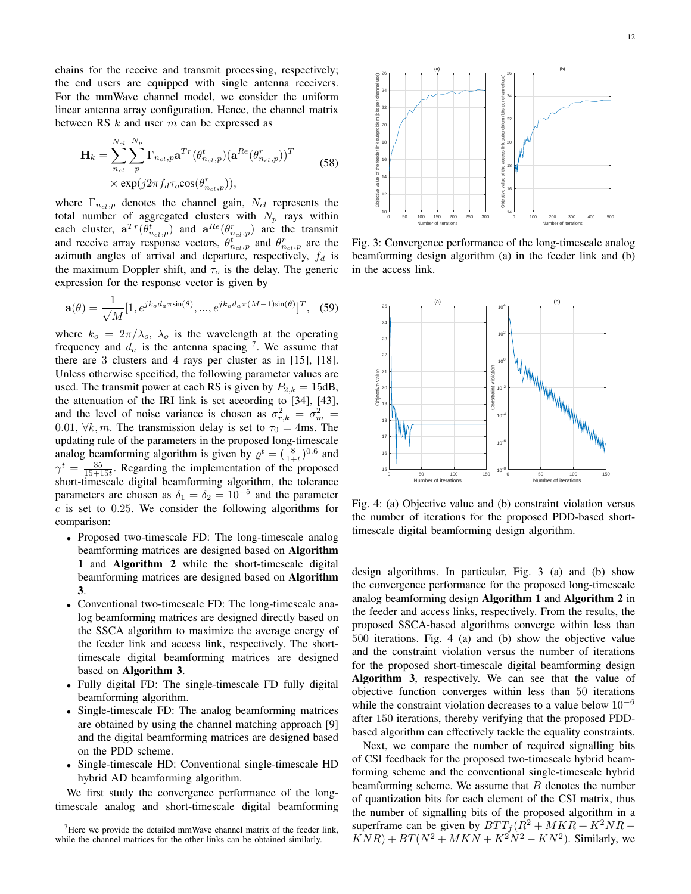chains for the receive and transmit processing, respectively; the end users are equipped with single antenna receivers. For the mmWave channel model, we consider the uniform linear antenna array configuration. Hence, the channel matrix between RS $k$ and user $m$ can be expressed as

$$\mathbf{H}_k = \sum_{n_{cl}}^{N_{cl}} \sum_{p}^{N_p} \Gamma_{n_{cl},p} \mathbf{a}^{Tr}(\theta^t_{n_{cl},p})(\mathbf{a}^{Re}(\theta^r_{n_{cl},p}))^T \times \exp(j2\pi f_d \tau_o \cos(\theta^r_{n_{cl},p})), \tag{58}$$

where $\Gamma_{n_{cl},p}$ denotes the channel gain, $N_{cl}$ represents the total number of aggregated clusters with $N_p$ rays within each cluster, $\mathbf{a}^{Tr}(\theta^t_{n_{cl},p})$ and $\mathbf{a}^{Re}(\theta^r_{n_{cl},p})$ are the transmit and receive array response vectors, $\theta^t_{n_{cl},p}$ and $\theta^r_{n_{cl},p}$ are the azimuth angles of arrival and departure, respectively, $f_d$ is the maximum Doppler shift, and $\tau_o$ is the delay. The generic expression for the response vector is given by

$$\mathbf{a}(\theta) = \frac{1}{\sqrt{M}}[1, e^{jk_o d_a \pi \sin(\theta)}, ..., e^{jk_o d_a \pi (M-1)\sin(\theta)}]^T, \tag{59}$$

where $k_o = 2\pi/\lambda_o$, $\lambda_o$ is the wavelength at the operating frequency and $d_a$ is the antenna spacing [7]. We assume that there are 3 clusters and 4 rays per cluster as in [15], [18]. Unless otherwise specified, the following parameter values are used. The transmit power at each RS is given by $P_{2,k} = 15$dB, the attenuation of the IRI link is set according to [34], [43], and the level of noise variance is chosen as $\sigma^2_{r,k} = \sigma^2_m = 0.01$, $\forall k, m$. The transmission delay is set to $\tau_0 = 4$ms. The updating rule of the parameters in the proposed long-timescale analog beamforming algorithm is given by $\varrho^t = (\frac{8}{1+t})^{0.6}$ and $\gamma^t = \frac{35}{15+15t}$. Regarding the implementation of the proposed short-timescale digital beamforming algorithm, the tolerance parameters are chosen as $\delta_1 = \delta_2 = 10^{-5}$ and the parameter $c$ is set to 0.25. We consider the following algorithms for comparison:

- Proposed two-timescale FD: The long-timescale analog beamforming matrices are designed based on **Algorithm 1** and **Algorithm 2** while the short-timescale digital beamforming matrices are designed based on **Algorithm 3**.
- Conventional two-timescale FD: The long-timescale analog beamforming matrices are designed directly based on the SSCA algorithm to maximize the average energy of the feeder link and access link, respectively. The short-timescale digital beamforming matrices are designed based on **Algorithm 3**.
- Fully digital FD: The single-timescale FD fully digital beamforming algorithm.
- Single-timescale FD: The analog beamforming matrices are obtained by using the channel matching approach [9] and the digital beamforming matrices are designed based on the PDD scheme.
- Single-timescale HD: Conventional single-timescale HD hybrid AD beamforming algorithm.

We first study the convergence performance of the long-timescale analog and short-timescale digital beamforming design algorithms. In particular, Fig. 3 (a) and (b) show the convergence performance for the proposed long-timescale analog beamforming design **Algorithm 1** and **Algorithm 2** in the feeder and access links, respectively. From the results, the proposed SSCA-based algorithms converge within less than 500 iterations. Fig. 4 (a) and (b) show the objective value and the constraint violation versus the number of iterations for the proposed short-timescale digital beamforming design **Algorithm 3**, respectively. We can see that the value of objective function converges within less than 50 iterations while the constraint violation decreases to a value below $10^{-6}$ after 150 iterations, thereby verifying that the proposed PDD-based algorithm can effectively tackle the equality constraints.

Fig. 3: Convergence performance of the long-timescale analog beamforming design algorithm (a) in the feeder link and (b) in the access link.

Fig. 4: (a) Objective value and (b) constraint violation versus the number of iterations for the proposed PDD-based short-timescale digital beamforming design algorithm.

Next, we compare the number of required signalling bits of CSI feedback for the proposed two-timescale hybrid beamforming scheme and the conventional single-timescale hybrid beamforming scheme. We assume that $B$ denotes the number of quantization bits for each element of the CSI matrix, thus the number of signalling bits of the proposed algorithm in a superframe can be given by $BTT_f(R^2 + MKR + K^2NR - KNR) + BT(N^2 + MKN + K^2N^2 - KN^2)$. Similarly, we

[7] Here we provide the detailed mmWave channel matrix of the feeder link, while the channel matrices for the other links can be obtained similarly.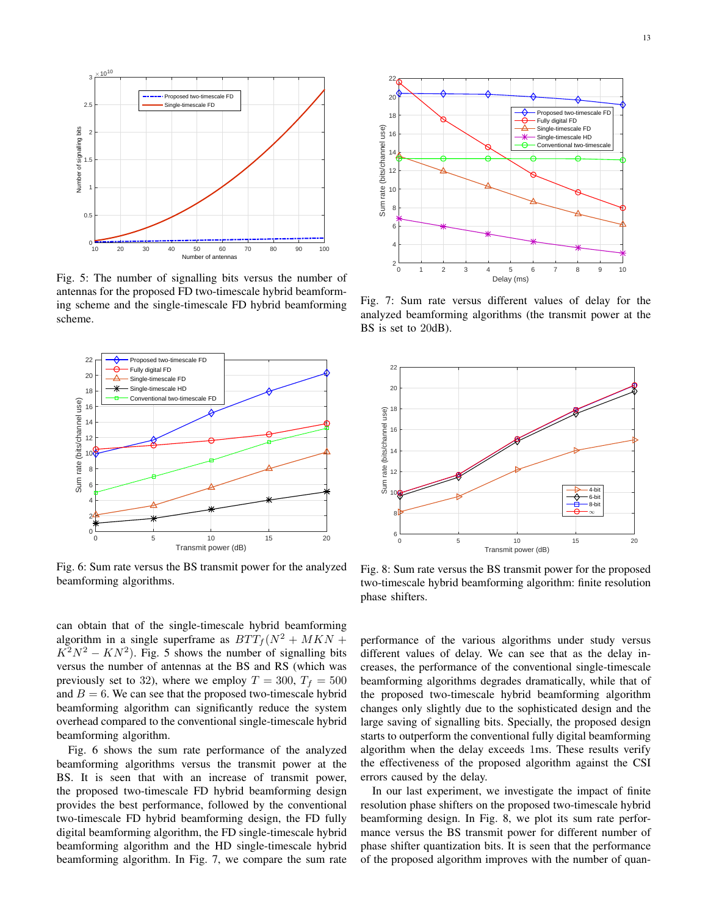Fig. 5: The number of signalling bits versus the number of antennas for the proposed FD two-timescale hybrid beamforming scheme and the single-timescale FD hybrid beamforming scheme.

Fig. 7: Sum rate versus different values of delay for the analyzed beamforming algorithms (the transmit power at the BS is set to 20dB).

Fig. 6: Sum rate versus the BS transmit power for the analyzed beamforming algorithms.

Fig. 8: Sum rate versus the BS transmit power for the proposed two-timescale hybrid beamforming algorithm: finite resolution phase shifters.

can obtain that of the single-timescale hybrid beamforming algorithm in a single superframe as $BTT_f(N^2 + MKN + K^2N^2 - KN^2)$. Fig. 5 shows the number of signalling bits versus the number of antennas at the BS and RS (which was previously set to 32), where we employ $T = 300$, $T_f = 500$ and $B = 6$. We can see that the proposed two-timescale hybrid beamforming algorithm can significantly reduce the system overhead compared to the conventional single-timescale hybrid beamforming algorithm.

Fig. 6 shows the sum rate performance of the analyzed beamforming algorithms versus the transmit power at the BS. It is seen that with an increase of transmit power, the proposed two-timescale FD hybrid beamforming design provides the best performance, followed by the conventional two-timescale FD hybrid beamforming design, the FD fully digital beamforming algorithm, the FD single-timescale hybrid beamforming algorithm and the HD single-timescale hybrid beamforming algorithm. In Fig. 7, we compare the sum rate performance of the various algorithms under study versus different values of delay. We can see that as the delay increases, the performance of the conventional single-timescale beamforming algorithms degrades dramatically, while that of the proposed two-timescale hybrid beamforming algorithm changes only slightly due to the sophisticated design and the large saving of signalling bits. Specially, the proposed design starts to outperform the conventional fully digital beamforming algorithm when the delay exceeds 1ms. These results verify the effectiveness of the proposed algorithm against the CSI errors caused by the delay.

In our last experiment, we investigate the impact of finite resolution phase shifters on the proposed two-timescale hybrid beamforming design. In Fig. 8, we plot its sum rate performance versus the BS transmit power for different number of phase shifter quantization bits. It is seen that the performance of the proposed algorithm improves with the number of quan-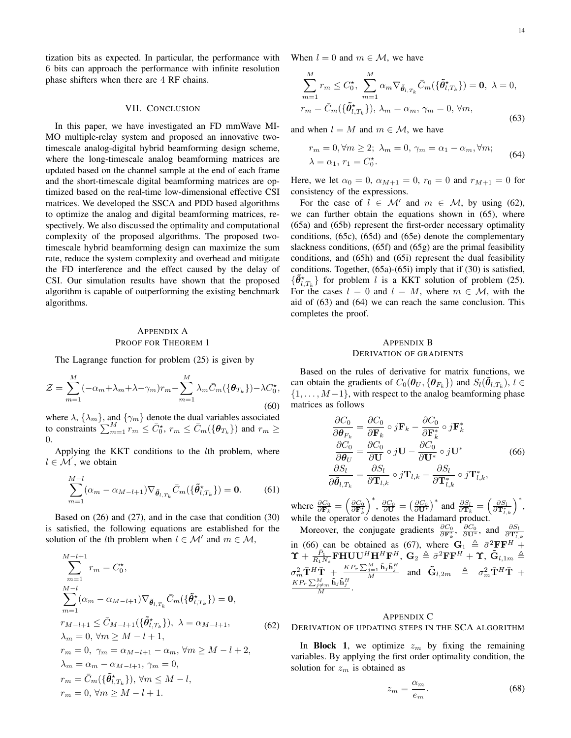tization bits as expected. In particular, the performance with 6 bits can approach the performance with infinite resolution phase shifters when there are 4 RF chains.

## VII. Conclusion

In this paper, we have investigated an FD mmWave MIMO multiple-relay system and proposed an innovative two-timescale analog-digital hybrid beamforming design scheme, where the long-timescale analog beamforming matrices are updated based on the channel sample at the end of each frame and the short-timescale digital beamforming matrices are optimized based on the real-time low-dimensional effective CSI matrices. We developed the SSCA and PDD based algorithms to optimize the analog and digital beamforming matrices, respectively. We also discussed the optimality and computational complexity of the proposed algorithms. The proposed two-timescale hybrid beamforming design can maximize the sum rate, reduce the system complexity and overhead and mitigate the FD interference and the effect caused by the delay of CSI. Our simulation results have shown that the proposed algorithm is capable of outperforming the existing benchmark algorithms.

## Appendix A
## Proof for Theorem 1

The Lagrange function for problem (25) is given by

$$\mathcal{Z}=\sum_{m=1}^{M}(-\alpha_m+\lambda_m+\lambda-\gamma_m)r_m-\sum_{m=1}^{M}\lambda_m\bar{C}_m(\{\boldsymbol{\theta}_{T_k}\})-\lambda C_0^{\star}, \tag{60}$$

where $\lambda$, $\{\lambda_m\}$, and $\{\gamma_m\}$ denote the dual variables associated to constraints $\sum_{m=1}^{M} r_m \le \bar{C}_0^{\star}$, $r_m \le \bar{C}_m(\{\boldsymbol{\theta}_{T_k}\})$ and $r_m \ge 0$.

Applying the KKT conditions to the $l$th problem, where $l\in\mathcal{M}^{'}$, we obtain

$$\sum_{m=1}^{M-l}(\alpha_m-\alpha_{M-l+1})\nabla_{\tilde{\boldsymbol{\theta}}_{l,T_k}}\bar{C}_m(\{\tilde{\boldsymbol{\theta}}^{\star}_{l,T_k}\})=\mathbf{0}. \tag{61}$$

Based on (26) and (27), and in the case that condition (30) is satisfied, the following equations are established for the solution of the $l$th problem when $l\in\mathcal{M}'$ and $m\in\mathcal{M}$,

$$\begin{aligned}
&\sum_{m=1}^{M-l+1} r_m = C_0^{\star},\\
&\sum_{m=1}^{M-l}(\alpha_m-\alpha_{M-l+1})\nabla_{\tilde{\boldsymbol{\theta}}_{l,T_k}}\bar{C}_m(\{\tilde{\boldsymbol{\theta}}^{\star}_{l,T_k}\})=\mathbf{0},\\
&r_{M-l+1}\le \bar{C}_{M-l+1}(\{\tilde{\boldsymbol{\theta}}^{\star}_{l,T_k}\}),\ \lambda=\alpha_{M-l+1},\\
&\lambda_m=0,\ \forall m\ge M-l+1,\\
&r_m=0,\ \gamma_m=\alpha_{M-l+1}-\alpha_m,\ \forall m\ge M-l+2,\\
&\lambda_m=\alpha_m-\alpha_{M-l+1},\ \gamma_m=0,\\
&r_m=\bar{C}_m(\{\tilde{\boldsymbol{\theta}}^{\star}_{l,T_k}\}),\ \forall m\le M-l,\\
&r_m=0,\ \forall m\ge M-l+1.
\end{aligned} \tag{62}$$

When $l=0$ and $m\in\mathcal{M}$, we have

$$\begin{aligned}
&\sum_{m=1}^{M} r_m\le C_0^{\star},\ \sum_{m=1}^{M}\alpha_m\nabla_{\tilde{\boldsymbol{\theta}}_{l,T_k}}\bar{C}_m(\{\tilde{\boldsymbol{\theta}}^{\star}_{l,T_k}\})=\mathbf{0},\ \lambda=0,\\
&r_m=\bar{C}_m(\{\tilde{\boldsymbol{\theta}}^{\star}_{l,T_k}\}),\ \lambda_m=\alpha_m,\ \gamma_m=0,\ \forall m,
\end{aligned} \tag{63}$$

and when $l=M$ and $m\in\mathcal{M}$, we have

$$\begin{aligned}
&r_m=0,\forall m\ge 2;\ \lambda_m=0,\ \gamma_m=\alpha_1-\alpha_m,\forall m;\\
&\lambda=\alpha_1,\ r_1=C_0^{\star}.
\end{aligned} \tag{64}$$

Here, we let $\alpha_0=0$, $\alpha_{M+1}=0$, $r_0=0$ and $r_{M+1}=0$ for consistency of the expressions.

For the case of $l\in\mathcal{M}'$ and $m\in\mathcal{M}$, by using (62), we can further obtain the equations shown in (65), where (65a) and (65b) represent the first-order necessary optimality conditions, (65c), (65d) and (65e) denote the complementary slackness conditions, (65f) and (65g) are the primal feasibility conditions, and (65h) and (65i) represent the dual feasibility conditions. Together, (65a)-(65i) imply that if (30) is satisfied, $\{\tilde{\boldsymbol{\theta}}^{\star}_{l,T_k}\}$ for problem $l$ is a KKT solution of problem (25). For the cases $l=0$ and $l=M$, where $m\in\mathcal{M}$, with the aid of (63) and (64) we can reach the same conclusion. This completes the proof.

## Appendix B
## Derivation of Gradients

Based on the rules of derivative for matrix functions, we can obtain the gradients of $C_0(\boldsymbol{\theta}_U,\{\boldsymbol{\theta}_{F_k}\})$ and $S_l(\tilde{\boldsymbol{\theta}}_{l,T_k})$, $l\in\{1,\dots,M-1\}$, with respect to the analog beamforming phase matrices as follows

$$\begin{aligned}
\frac{\partial C_0}{\partial \boldsymbol{\theta}_{F_k}}&=\frac{\partial C_0}{\partial \mathbf{F}_k}\circ j\mathbf{F}_k-\frac{\partial C_0}{\partial \mathbf{F}_k^{*}}\circ j\mathbf{F}_k^{*}\\
\frac{\partial C_0}{\partial \boldsymbol{\theta}_{U}}&=\frac{\partial C_0}{\partial \mathbf{U}}\circ j\mathbf{U}-\frac{\partial C_0}{\partial \mathbf{U}^{*}}\circ j\mathbf{U}^{*}\\
\frac{\partial S_l}{\partial \tilde{\boldsymbol{\theta}}_{l,T_k}}&=\frac{\partial S_l}{\partial \mathbf{T}_{l,k}}\circ j\mathbf{T}_{l,k}-\frac{\partial S_l}{\partial \mathbf{T}_{l,k}^{*}}\circ j\mathbf{T}_{l,k}^{*},
\end{aligned} \tag{66}$$

where $\frac{\partial C_0}{\partial \mathbf{F}_k}=\left(\frac{\partial C_0}{\partial \mathbf{F}_k^{*}}\right)^{*}$, $\frac{\partial C_0}{\partial \mathbf{U}}=\left(\frac{\partial C_0}{\partial \mathbf{U}^{*}}\right)^{*}$ and $\frac{\partial S_l}{\partial \mathbf{T}_k}=\left(\frac{\partial S_l}{\partial \mathbf{T}_{l,k}^{*}}\right)^{*}$, while the operator $\circ$ denotes the Hadamard product.

Moreover, the conjugate gradients $\frac{\partial C_0}{\partial \mathbf{F}_k^{*}}$, $\frac{\partial C_0}{\partial \mathbf{U}^{*}}$, and $\frac{\partial S_l}{\partial \mathbf{T}_{l,k}^{*}}$ in (66) can be obtained as (67), where $\mathbf{G}_1 \triangleq \bar{\sigma}^2\mathbf{F}\mathbf{F}^H+\boldsymbol{\Upsilon}+\frac{\bar{P}_1}{R_1N_s}\mathbf{F}\mathbf{H}\mathbf{U}\mathbf{U}^H\mathbf{H}^H\mathbf{F}^H$, $\mathbf{G}_2\triangleq\bar{\sigma}^2\mathbf{F}\mathbf{F}^H+\boldsymbol{\Upsilon}$, $\tilde{\mathbf{G}}_{l,1m}\triangleq\sigma_m^2\bar{\mathbf{T}}^H\bar{\mathbf{T}}+\frac{KP_r\sum_{j=1}^{M}\tilde{\mathbf{h}}_j\tilde{\mathbf{h}}_j^H}{M}$ and $\tilde{\mathbf{G}}_{l,2m}\triangleq\sigma_m^2\bar{\mathbf{T}}^H\bar{\mathbf{T}}+\frac{KP_r\sum_{j\neq m}^{M}\tilde{\mathbf{h}}_j\tilde{\mathbf{h}}_j^H}{M}$.

## Appendix C
## Derivation of Updating Steps in the SCA Algorithm

In **Block 1**, we optimize $z_m$ by fixing the remaining variables. By applying the first order optimality condition, the solution for $z_m$ is obtained as

$$z_m=\frac{\alpha_m}{e_m}. \tag{68}$$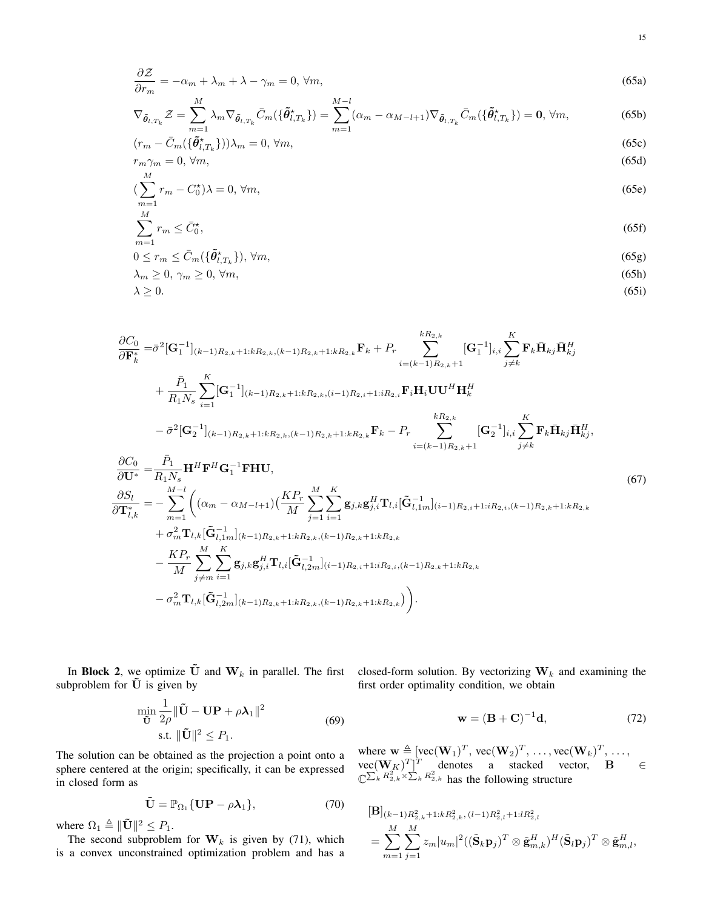$$\frac{\partial \mathcal{Z}}{\partial r_m} = -\alpha_m + \lambda_m + \lambda - \gamma_m = 0, \forall m, \tag{65a}$$

$$\nabla_{\tilde{\boldsymbol{\theta}}_{l,T_k}} \mathcal{Z} = \sum_{m=1}^{M} \lambda_m \nabla_{\tilde{\boldsymbol{\theta}}_{l,T_k}} \bar{C}_m(\{\tilde{\boldsymbol{\theta}}^{\star}_{l,T_k}\}) = \sum_{m=1}^{M-l} (\alpha_m - \alpha_{M-l+1}) \nabla_{\tilde{\boldsymbol{\theta}}_{l,T_k}} \bar{C}_m(\{\tilde{\boldsymbol{\theta}}^{\star}_{l,T_k}\}) = \mathbf{0}, \forall m, \tag{65b}$$

$$(r_m - \bar{C}_m(\{\tilde{\boldsymbol{\theta}}^{\star}_{l,T_k}\}))\lambda_m = 0, \forall m, \tag{65c}$$

$$r_m \gamma_m = 0, \forall m, \tag{65d}$$

$$(\sum_{m=1}^{M} r_m - C_0^{\star})\lambda = 0, \forall m, \tag{65e}$$

$$\sum_{m=1}^{M} r_m \leq \bar{C}_0^{\star}, \tag{65f}$$

$$0 \leq r_m \leq \bar{C}_m(\{\tilde{\boldsymbol{\theta}}^{\star}_{l,T_k}\}), \forall m, \tag{65g}$$

$$\lambda_m \geq 0, \gamma_m \geq 0, \forall m, \tag{65h}$$

$$\lambda \geq 0. \tag{65i}$$

$$\begin{aligned}
\frac{\partial C_0}{\partial \mathbf{F}_k^*} =& \bar{\sigma}^2 [\mathbf{G}_1^{-1}]_{(k-1)R_{2,k}+1:kR_{2,k},(k-1)R_{2,k}+1:kR_{2,k}} \mathbf{F}_k + P_r \sum_{i=(k-1)R_{2,k}+1}^{kR_{2,k}} [\mathbf{G}_1^{-1}]_{i,i} \sum_{j \neq k}^{K} \mathbf{F}_k \bar{\mathbf{H}}_{kj} \bar{\mathbf{H}}_{kj}^H \\
&+ \frac{\bar{P}_1}{R_1 N_s} \sum_{i=1}^{K} [\mathbf{G}_1^{-1}]_{(k-1)R_{2,k}+1:kR_{2,k},(i-1)R_{2,i}+1:iR_{2,i}} \mathbf{F}_i \mathbf{H}_i \mathbf{U}\mathbf{U}^H \mathbf{H}_k^H \\
&- \bar{\sigma}^2 [\mathbf{G}_2^{-1}]_{(k-1)R_{2,k}+1:kR_{2,k},(k-1)R_{2,k}+1:kR_{2,k}} \mathbf{F}_k - P_r \sum_{i=(k-1)R_{2,k}+1}^{kR_{2,k}} [\mathbf{G}_2^{-1}]_{i,i} \sum_{j \neq k}^{K} \mathbf{F}_k \bar{\mathbf{H}}_{kj} \bar{\mathbf{H}}_{kj}^H, \\
\frac{\partial C_0}{\partial \mathbf{U}^*} =& \frac{\bar{P}_1}{R_1 N_s} \mathbf{H}^H \mathbf{F}^H \mathbf{G}_1^{-1} \mathbf{F}\mathbf{H}\mathbf{U}, \\
\frac{\partial S_l}{\partial \mathbf{T}_{l,k}^*} =& -\sum_{m=1}^{M-l} \Bigg( (\alpha_m - \alpha_{M-l+1}) \big( \frac{KP_r}{M} \sum_{j=1}^{M} \sum_{i=1}^{K} \mathbf{g}_{j,k} \mathbf{g}_{j,i}^H \mathbf{T}_{l,i} [\tilde{\mathbf{G}}_{l,1m}^{-1}]_{(i-1)R_{2,i}+1:iR_{2,i},(k-1)R_{2,k}+1:kR_{2,k}} \\
&+ \sigma_m^2 \mathbf{T}_{l,k} [\tilde{\mathbf{G}}_{l,1m}^{-1}]_{(k-1)R_{2,k}+1:kR_{2,k},(k-1)R_{2,k}+1:kR_{2,k}} \\
&- \frac{KP_r}{M} \sum_{j \neq m}^{M} \sum_{i=1}^{K} \mathbf{g}_{j,k} \mathbf{g}_{j,i}^H \mathbf{T}_{l,i} [\tilde{\mathbf{G}}_{l,2m}^{-1}]_{(i-1)R_{2,i}+1:iR_{2,i},(k-1)R_{2,k}+1:kR_{2,k}} \\
&- \sigma_m^2 \mathbf{T}_{l,k} [\tilde{\mathbf{G}}_{l,2m}^{-1}]_{(k-1)R_{2,k}+1:kR_{2,k},(k-1)R_{2,k}+1:kR_{2,k}} \big) \Bigg).
\end{aligned} \tag{67}$$

In **Block 2**, we optimize $\tilde{\mathbf{U}}$ and $\mathbf{W}_k$ in parallel. The first subproblem for $\tilde{\mathbf{U}}$ is given by

$$\begin{aligned}
\min_{\tilde{\mathbf{U}}} \ & \frac{1}{2\rho} \|\tilde{\mathbf{U}} - \mathbf{U}\mathbf{P} + \rho \boldsymbol{\lambda}_1\|^2 \\
\text{s.t.} \ & \|\tilde{\mathbf{U}}\|^2 \leq P_1.
\end{aligned} \tag{69}$$

The solution can be obtained as the projection a point onto a sphere centered at the origin; specifically, it can be expressed in closed form as

$$\tilde{\mathbf{U}} = \mathbb{P}_{\Omega_1}\{\mathbf{U}\mathbf{P} - \rho \boldsymbol{\lambda}_1\}, \tag{70}$$

where $\Omega_1 \triangleq \|\tilde{\mathbf{U}}\|^2 \leq P_1$.

The second subproblem for $\mathbf{W}_k$ is given by (71), which is a convex unconstrained optimization problem and has a closed-form solution. By vectorizing $\mathbf{W}_k$ and examining the first order optimality condition, we obtain

$$\mathbf{w} = (\mathbf{B} + \mathbf{C})^{-1} \mathbf{d}, \tag{72}$$

where $\mathbf{w} \triangleq [\text{vec}(\mathbf{W}_1)^T, \text{vec}(\mathbf{W}_2)^T, \ldots, \text{vec}(\mathbf{W}_k)^T, \ldots, \text{vec}(\mathbf{W}_K)^T]^T$ denotes a stacked vector, $\mathbf{B} \in \mathbb{C}^{\sum_k R_{2,k}^2 \times \sum_k R_{2,k}^2}$ has the following structure

$$\begin{aligned}
&[\mathbf{B}]_{(k-1)R_{2,k}^2+1:kR_{2,k}^2,\,(l-1)R_{2,l}^2+1:lR_{2,l}^2} \\
&= \sum_{m=1}^{M} \sum_{j=1}^{M} z_m |u_m|^2 ((\tilde{\mathbf{S}}_k \mathbf{p}_j)^T \otimes \tilde{\mathbf{g}}_{m,k}^H)^H (\tilde{\mathbf{S}}_l \mathbf{p}_j)^T \otimes \tilde{\mathbf{g}}_{m,l}^H,
\end{aligned}$$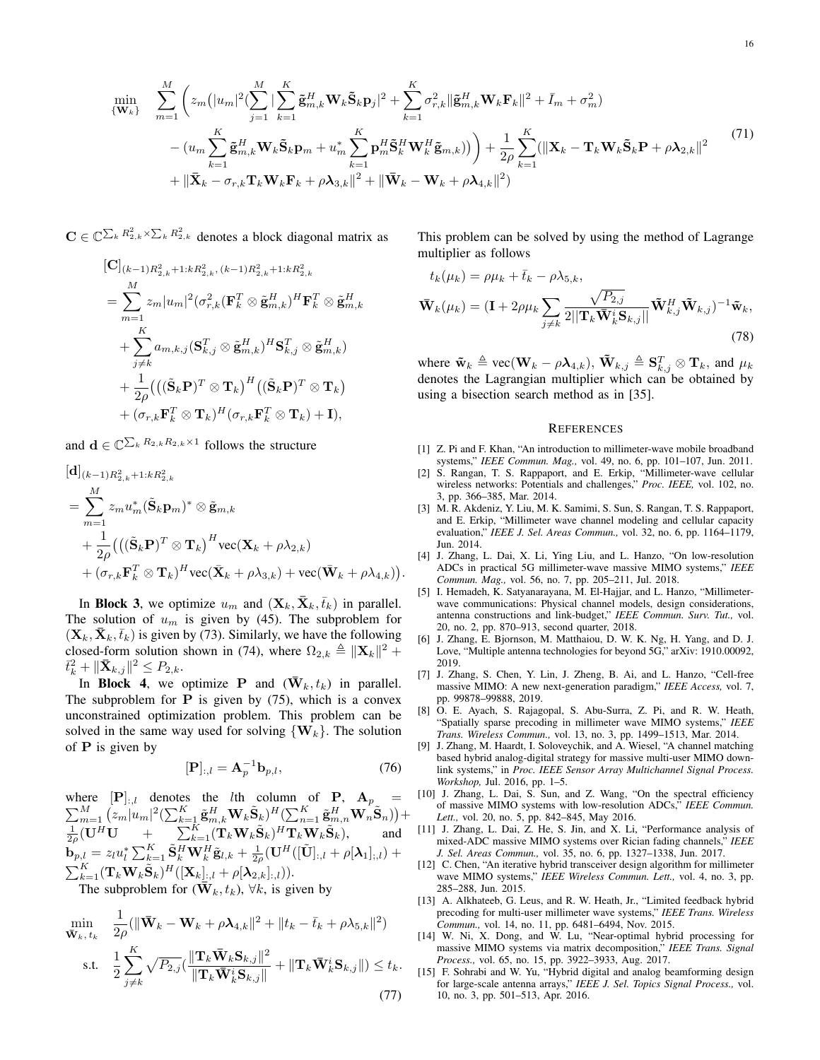$$
\begin{aligned}
\min_{\{\mathbf{W}_k\}} \quad & \sum_{m=1}^{M} \Bigg( z_m \big( |u_m|^2 \big( \sum_{j=1}^{M} | \sum_{k=1}^{K} \tilde{\mathbf{g}}_{m,k}^H \mathbf{W}_k \tilde{\mathbf{S}}_k \mathbf{p}_j |^2 + \sum_{k=1}^{K} \sigma_{r,k}^2 \| \tilde{\mathbf{g}}_{m,k}^H \mathbf{W}_k \mathbf{F}_k \|^2 + \bar{I}_m + \sigma_m^2 \big) \\
& - \big( u_m \sum_{k=1}^{K} \tilde{\mathbf{g}}_{m,k}^H \mathbf{W}_k \tilde{\mathbf{S}}_k \mathbf{p}_m + u_m^* \sum_{k=1}^{K} \mathbf{p}_m^H \tilde{\mathbf{S}}_k^H \mathbf{W}_k^H \tilde{\mathbf{g}}_{m,k} \big) \big) \Bigg) + \frac{1}{2\rho} \sum_{k=1}^{K} \big( \| \mathbf{X}_k - \mathbf{T}_k \mathbf{W}_k \tilde{\mathbf{S}}_k \mathbf{P} + \rho \boldsymbol{\lambda}_{2,k} \|^2 \\
& + \| \bar{\mathbf{X}}_k - \sigma_{r,k} \mathbf{T}_k \mathbf{W}_k \mathbf{F}_k + \rho \boldsymbol{\lambda}_{3,k} \|^2 + \| \bar{\mathbf{W}}_k - \mathbf{W}_k + \rho \boldsymbol{\lambda}_{4,k} \|^2 \big)
\end{aligned} \tag{71}
$$

$\mathbf{C} \in \mathbb{C}^{\sum_k R_{2,k}^2 \times \sum_k R_{2,k}^2}$ denotes a block diagonal matrix as

$$
\begin{aligned}
& [\mathbf{C}]_{(k-1)R_{2,k}^2+1:kR_{2,k}^2,\,(k-1)R_{2,k}^2+1:kR_{2,k}^2} \\
&= \sum_{m=1}^{M} z_m |u_m|^2 (\sigma_{r,k}^2 (\mathbf{F}_k^T \otimes \tilde{\mathbf{g}}_{m,k}^H)^H \mathbf{F}_k^T \otimes \tilde{\mathbf{g}}_{m,k}^H \\
&\quad + \sum_{j \neq k}^{K} a_{m,k,j} (\mathbf{S}_{k,j}^T \otimes \tilde{\mathbf{g}}_{m,k}^H)^H \mathbf{S}_{k,j}^T \otimes \tilde{\mathbf{g}}_{m,k}^H) \\
&\quad + \frac{1}{2\rho} \big( \big( (\tilde{\mathbf{S}}_k \mathbf{P})^T \otimes \mathbf{T}_k \big)^H \big( (\tilde{\mathbf{S}}_k \mathbf{P})^T \otimes \mathbf{T}_k \big) \\
&\quad + (\sigma_{r,k} \mathbf{F}_k^T \otimes \mathbf{T}_k)^H (\sigma_{r,k} \mathbf{F}_k^T \otimes \mathbf{T}_k) + \mathbf{I} \big),
\end{aligned}
$$

and $\mathbf{d} \in \mathbb{C}^{\sum_k R_{2,k} R_{2,k} \times 1}$ follows the structure

$$
\begin{aligned}
& [\mathbf{d}]_{(k-1)R_{2,k}^2+1:kR_{2,k}^2} \\
&= \sum_{m=1}^{M} z_m u_m^* (\tilde{\mathbf{S}}_k \mathbf{p}_m)^* \otimes \tilde{\mathbf{g}}_{m,k} \\
&\quad + \frac{1}{2\rho} \big( \big( (\tilde{\mathbf{S}}_k \mathbf{P})^T \otimes \mathbf{T}_k \big)^H \mathrm{vec}(\mathbf{X}_k + \rho \lambda_{2,k}) \\
&\quad + (\sigma_{r,k} \mathbf{F}_k^T \otimes \mathbf{T}_k)^H \mathrm{vec}(\bar{\mathbf{X}}_k + \rho \lambda_{3,k}) + \mathrm{vec}(\bar{\mathbf{W}}_k + \rho \lambda_{4,k}) \big).
\end{aligned}
$$

In **Block 3**, we optimize $u_m$ and $(\mathbf{X}_k, \bar{\mathbf{X}}_k, \bar{t}_k)$ in parallel. The solution of $u_m$ is given by (45). The subproblem for $(\mathbf{X}_k, \bar{\mathbf{X}}_k, \bar{t}_k)$ is given by (73). Similarly, we have the following closed-form solution shown in (74), where $\Omega_{2,k} \triangleq \|\mathbf{X}_k\|^2 + \bar{t}_k^2 + \|\bar{\mathbf{X}}_{k,j}\|^2 \leq P_{2,k}$.

In **Block 4**, we optimize $\mathbf{P}$ and $(\bar{\mathbf{W}}_k, t_k)$ in parallel. The subproblem for $\mathbf{P}$ is given by (75), which is a convex unconstrained optimization problem. This problem can be solved in the same way used for solving $\{\mathbf{W}_k\}$. The solution of $\mathbf{P}$ is given by

$$
[\mathbf{P}]_{:,l} = \mathbf{A}_p^{-1} \mathbf{b}_{p,l}, \tag{76}
$$

where $[\mathbf{P}]_{:,l}$ denotes the $l$th column of $\mathbf{P}$, $\mathbf{A}_p = \sum_{m=1}^{M} \big( z_m |u_m|^2 (\sum_{k=1}^{K} \tilde{\mathbf{g}}_{m,k}^H \mathbf{W}_k \tilde{\mathbf{S}}_k)^H (\sum_{n=1}^{K} \tilde{\mathbf{g}}_{m,n}^H \mathbf{W}_n \tilde{\mathbf{S}}_n) \big) + \frac{1}{2\rho} (\mathbf{U}^H \mathbf{U} + \sum_{k=1}^{K} (\mathbf{T}_k \mathbf{W}_k \tilde{\mathbf{S}}_k)^H \mathbf{T}_k \mathbf{W}_k \tilde{\mathbf{S}}_k)$, and $\mathbf{b}_{p,l} = z_l u_l^* \sum_{k=1}^{K} \tilde{\mathbf{S}}_k^H \mathbf{W}_k^H \tilde{\mathbf{g}}_{l,k} + \frac{1}{2\rho} (\mathbf{U}^H ([\tilde{\mathbf{U}}]_{:,l} + \rho [\boldsymbol{\lambda}_1]_{:,l}) + \sum_{k=1}^{K} (\mathbf{T}_k \mathbf{W}_k \tilde{\mathbf{S}}_k)^H ([\mathbf{X}_k]_{:,l} + \rho [\boldsymbol{\lambda}_{2,k}]_{:,l}))$.

The subproblem for $(\bar{\mathbf{W}}_k, t_k)$, $\forall k$, is given by

$$
\begin{aligned}
\min_{\bar{\mathbf{W}}_k, t_k} \quad & \frac{1}{2\rho} (\|\bar{\mathbf{W}}_k - \mathbf{W}_k + \rho \boldsymbol{\lambda}_{4,k}\|^2 + \|t_k - \bar{t}_k + \rho \lambda_{5,k}\|^2) \\
\text{s.t.} \quad & \frac{1}{2} \sum_{j \neq k}^{K} \sqrt{P_{2,j}} \big( \frac{\|\mathbf{T}_k \bar{\mathbf{W}}_k \mathbf{S}_{k,j}\|^2}{\|\mathbf{T}_k \bar{\mathbf{W}}_k^i \mathbf{S}_{k,j}\|} + \|\mathbf{T}_k \bar{\mathbf{W}}_k^i \mathbf{S}_{k,j}\| \big) \leq t_k.
\end{aligned} \tag{77}
$$

This problem can be solved by using the method of Lagrange multiplier as follows

$$
\begin{aligned}
& t_k(\mu_k) = \rho \mu_k + \bar{t}_k - \rho \lambda_{5,k}, \\
& \bar{\mathbf{W}}_k(\mu_k) = (\mathbf{I} + 2\rho \mu_k \sum_{j \neq k} \frac{\sqrt{P_{2,j}}}{2 \|\mathbf{T}_k \bar{\mathbf{W}}_k^i \mathbf{S}_{k,j}\|} \tilde{\mathbf{W}}_{k,j}^H \tilde{\mathbf{W}}_{k,j})^{-1} \tilde{\mathbf{w}}_k,
\end{aligned} \tag{78}
$$

where $\tilde{\mathbf{w}}_k \triangleq \mathrm{vec}(\mathbf{W}_k - \rho \boldsymbol{\lambda}_{4,k})$, $\tilde{\mathbf{W}}_{k,j} \triangleq \mathbf{S}_{k,j}^T \otimes \mathbf{T}_k$, and $\mu_k$ denotes the Lagrangian multiplier which can be obtained by using a bisection search method as in [35].

## References

[1] Z. Pi and F. Khan, "An introduction to millimeter-wave mobile broadband systems," *IEEE Commun. Mag.,* vol. 49, no. 6, pp. 101–107, Jun. 2011.

[2] S. Rangan, T. S. Rappaport, and E. Erkip, "Millimeter-wave cellular wireless networks: Potentials and challenges," *Proc. IEEE,* vol. 102, no. 3, pp. 366–385, Mar. 2014.

[3] M. R. Akdeniz, Y. Liu, M. K. Samimi, S. Sun, S. Rangan, T. S. Rappaport, and E. Erkip, "Millimeter wave channel modeling and cellular capacity evaluation," *IEEE J. Sel. Areas Commun.,* vol. 32, no. 6, pp. 1164–1179, Jun. 2014.

[4] J. Zhang, L. Dai, X. Li, Ying Liu, and L. Hanzo, "On low-resolution ADCs in practical 5G millimeter-wave massive MIMO systems," *IEEE Commun. Mag.,* vol. 56, no. 7, pp. 205–211, Jul. 2018.

[5] I. Hemadeh, K. Satyanarayana, M. El-Hajjar, and L. Hanzo, "Millimeter-wave communications: Physical channel models, design considerations, antenna constructions and link-budget," *IEEE Commun. Surv. Tut.,* vol. 20, no. 2, pp. 870–913, second quarter, 2018.

[6] J. Zhang, E. Bjornson, M. Matthaiou, D. W. K. Ng, H. Yang, and D. J. Love, "Multiple antenna technologies for beyond 5G," arXiv: 1910.00092, 2019.

[7] J. Zhang, S. Chen, Y. Lin, J. Zheng, B. Ai, and L. Hanzo, "Cell-free massive MIMO: A new next-generation paradigm," *IEEE Access,* vol. 7, pp. 99878–99888, 2019.

[8] O. E. Ayach, S. Rajagopal, S. Abu-Surra, Z. Pi, and R. W. Heath, "Spatially sparse precoding in millimeter wave MIMO systems," *IEEE Trans. Wireless Commun.,* vol. 13, no. 3, pp. 1499–1513, Mar. 2014.

[9] J. Zhang, M. Haardt, I. Soloveychik, and A. Wiesel, "A channel matching based hybrid analog-digital strategy for massive multi-user MIMO downlink systems," in *Proc. IEEE Sensor Array Multichannel Signal Process. Workshop,* Jul. 2016, pp. 1–5.

[10] J. Zhang, L. Dai, S. Sun, and Z. Wang, "On the spectral efficiency of massive MIMO systems with low-resolution ADCs," *IEEE Commun. Lett.,* vol. 20, no. 5, pp. 842–845, May 2016.

[11] J. Zhang, L. Dai, Z. He, S. Jin, and X. Li, "Performance analysis of mixed-ADC massive MIMO systems over Rician fading channels," *IEEE J. Sel. Areas Commun.,* vol. 35, no. 6, pp. 1327–1338, Jun. 2017.

[12] C. Chen, "An iterative hybrid transceiver design algorithm for millimeter wave MIMO systems," *IEEE Wireless Commun. Lett.,* vol. 4, no. 3, pp. 285–288, Jun. 2015.

[13] A. Alkhateeb, G. Leus, and R. W. Heath, Jr., "Limited feedback hybrid precoding for multi-user millimeter wave systems," *IEEE Trans. Wireless Commun.,* vol. 14, no. 11, pp. 6481–6494, Nov. 2015.

[14] W. Ni, X. Dong, and W. Lu, "Near-optimal hybrid processing for massive MIMO systems via matrix decomposition," *IEEE Trans. Signal Process.,* vol. 65, no. 15, pp. 3922–3933, Aug. 2017.

[15] F. Sohrabi and W. Yu, "Hybrid digital and analog beamforming design for large-scale antenna arrays," *IEEE J. Sel. Topics Signal Process.,* vol. 10, no. 3, pp. 501–513, Apr. 2016.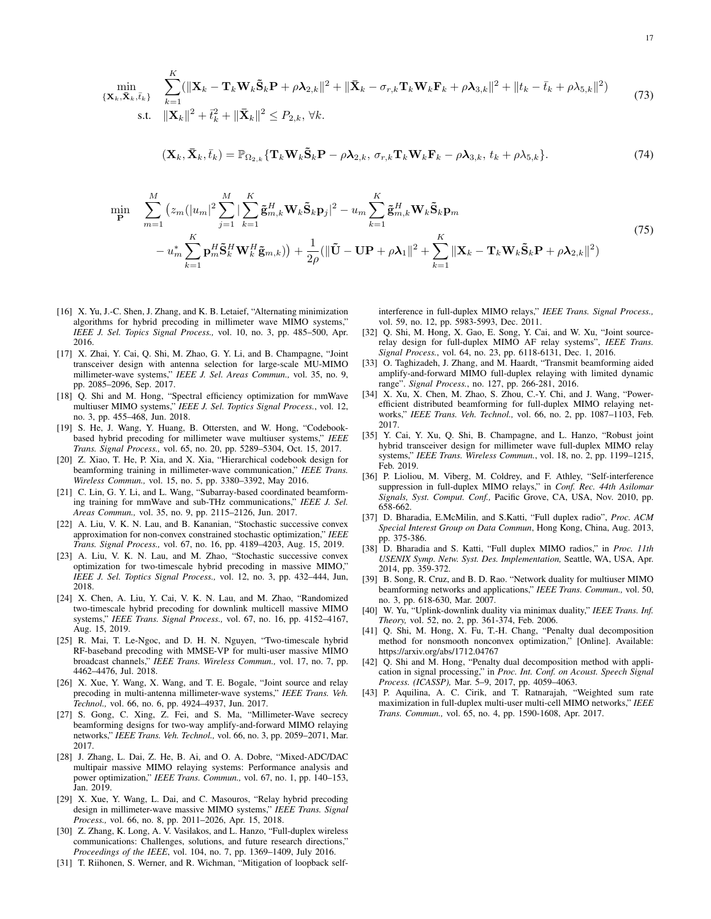$$
\begin{aligned}
\min_{\{\mathbf{X}_k,\bar{\mathbf{X}}_k,\bar{t}_k\}} \quad & \sum_{k=1}^{K}(\|\mathbf{X}_k-\mathbf{T}_k\mathbf{W}_k\tilde{\mathbf{S}}_k\mathbf{P}+\rho\boldsymbol{\lambda}_{2,k}\|^2+\|\bar{\mathbf{X}}_k-\sigma_{r,k}\mathbf{T}_k\mathbf{W}_k\mathbf{F}_k+\rho\boldsymbol{\lambda}_{3,k}\|^2+\|t_k-\bar{t}_k+\rho\lambda_{5,k}\|^2) \\
\text{s.t.} \quad & \|\mathbf{X}_k\|^2+\bar{t}_k^2+\|\bar{\mathbf{X}}_k\|^2\le P_{2,k},\ \forall k.
\end{aligned} \tag{73}
$$

$$
(\mathbf{X}_k,\bar{\mathbf{X}}_k,\bar{t}_k)=\mathbb{P}_{\Omega_{2,k}}\{\mathbf{T}_k\mathbf{W}_k\tilde{\mathbf{S}}_k\mathbf{P}-\rho\boldsymbol{\lambda}_{2,k},\ \sigma_{r,k}\mathbf{T}_k\mathbf{W}_k\mathbf{F}_k-\rho\boldsymbol{\lambda}_{3,k},\ t_k+\rho\lambda_{5,k}\}. \tag{74}
$$

$$
\begin{aligned}
\min_{\mathbf{P}} \quad & \sum_{m=1}^{M}\big(z_m(|u_m|^2\sum_{j=1}^{M}|\sum_{k=1}^{K}\tilde{\mathbf{g}}_{m,k}^H\mathbf{W}_k\tilde{\mathbf{S}}_k\mathbf{p}_j|^2-u_m\sum_{k=1}^{K}\tilde{\mathbf{g}}_{m,k}^H\mathbf{W}_k\tilde{\mathbf{S}}_k\mathbf{p}_m \\
& -u_m^*\sum_{k=1}^{K}\mathbf{p}_m^H\tilde{\mathbf{S}}_k^H\mathbf{W}_k^H\tilde{\mathbf{g}}_{m,k})\big)+\frac{1}{2\rho}(\|\tilde{\mathbf{U}}-\mathbf{U}\mathbf{P}+\rho\boldsymbol{\lambda}_1\|^2+\sum_{k=1}^{K}\|\mathbf{X}_k-\mathbf{T}_k\mathbf{W}_k\tilde{\mathbf{S}}_k\mathbf{P}+\rho\boldsymbol{\lambda}_{2,k}\|^2)
\end{aligned} \tag{75}
$$

[16] X. Yu, J.-C. Shen, J. Zhang, and K. B. Letaief, "Alternating minimization algorithms for hybrid precoding in millimeter wave MIMO systems," *IEEE J. Sel. Topics Signal Process.,* vol. 10, no. 3, pp. 485–500, Apr. 2016.

[17] X. Zhai, Y. Cai, Q. Shi, M. Zhao, G. Y. Li, and B. Champagne, "Joint transceiver design with antenna selection for large-scale MU-MIMO millimeter-wave systems," *IEEE J. Sel. Areas Commun.,* vol. 35, no. 9, pp. 2085–2096, Sep. 2017.

[18] Q. Shi and M. Hong, "Spectral efficiency optimization for mmWave multiuser MIMO systems," *IEEE J. Sel. Toptics Signal Process.*, vol. 12, no. 3, pp. 455–468, Jun. 2018.

[19] S. He, J. Wang, Y. Huang, B. Ottersten, and W. Hong, "Codebook-based hybrid precoding for millimeter wave multiuser systems," *IEEE Trans. Signal Process.,* vol. 65, no. 20, pp. 5289–5304, Oct. 15, 2017.

[20] Z. Xiao, T. He, P. Xia, and X. Xia, "Hierarchical codebook design for beamforming training in millimeter-wave communication," *IEEE Trans. Wireless Commun.,* vol. 15, no. 5, pp. 3380–3392, May 2016.

[21] C. Lin, G. Y. Li, and L. Wang, "Subarray-based coordinated beamforming training for mmWave and sub-THz communications," *IEEE J. Sel. Areas Commun.,* vol. 35, no. 9, pp. 2115–2126, Jun. 2017.

[22] A. Liu, V. K. N. Lau, and B. Kananian, "Stochastic successive convex approximation for non-convex constrained stochastic optimization," *IEEE Trans. Signal Process.,* vol. 67, no. 16, pp. 4189–4203, Aug. 15, 2019.

[23] A. Liu, V. K. N. Lau, and M. Zhao, "Stochastic successive convex optimization for two-timescale hybrid precoding in massive MIMO," *IEEE J. Sel. Toptics Signal Process.,* vol. 12, no. 3, pp. 432–444, Jun, 2018.

[24] X. Chen, A. Liu, Y. Cai, V. K. N. Lau, and M. Zhao, "Randomized two-timescale hybrid precoding for downlink multicell massive MIMO systems," *IEEE Trans. Signal Process.,* vol. 67, no. 16, pp. 4152–4167, Aug. 15, 2019.

[25] R. Mai, T. Le-Ngoc, and D. H. N. Nguyen, "Two-timescale hybrid RF-baseband precoding with MMSE-VP for multi-user massive MIMO broadcast channels," *IEEE Trans. Wireless Commun.,* vol. 17, no. 7, pp. 4462–4476, Jul. 2018.

[26] X. Xue, Y. Wang, X. Wang, and T. E. Bogale, "Joint source and relay precoding in multi-antenna millimeter-wave systems," *IEEE Trans. Veh. Technol.,* vol. 66, no. 6, pp. 4924–4937, Jun. 2017.

[27] S. Gong, C. Xing, Z. Fei, and S. Ma, "Millimeter-Wave secrecy beamforming designs for two-way amplify-and-forward MIMO relaying networks," *IEEE Trans. Veh. Technol.,* vol. 66, no. 3, pp. 2059–2071, Mar. 2017.

[28] J. Zhang, L. Dai, Z. He, B. Ai, and O. A. Dobre, "Mixed-ADC/DAC multipair massive MIMO relaying systems: Performance analysis and power optimization," *IEEE Trans. Commun.,* vol. 67, no. 1, pp. 140–153, Jan. 2019.

[29] X. Xue, Y. Wang, L. Dai, and C. Masouros, "Relay hybrid precoding design in millimeter-wave massive MIMO systems," *IEEE Trans. Signal Process.,* vol. 66, no. 8, pp. 2011–2026, Apr. 15, 2018.

[30] Z. Zhang, K. Long, A. V. Vasilakos, and L. Hanzo, "Full-duplex wireless communications: Challenges, solutions, and future research directions," *Proceedings of the IEEE*, vol. 104, no. 7, pp. 1369–1409, July 2016.

[31] T. Riihonen, S. Werner, and R. Wichman, "Mitigation of loopback self-interference in full-duplex MIMO relays," *IEEE Trans. Signal Process.,* vol. 59, no. 12, pp. 5983-5993, Dec. 2011.

[32] Q. Shi, M. Hong, X. Gao, E. Song, Y. Cai, and W. Xu, "Joint source-relay design for full-duplex MIMO AF relay systems", *IEEE Trans. Signal Process.*, vol. 64, no. 23, pp. 6118-6131, Dec. 1, 2016.

[33] O. Taghizadeh, J. Zhang, and M. Haardt, "Transmit beamforming aided amplify-and-forward MIMO full-duplex relaying with limited dynamic range". *Signal Process.*, no. 127, pp. 266-281, 2016.

[34] X. Xu, X. Chen, M. Zhao, S. Zhou, C.-Y. Chi, and J. Wang, "Power-efficient distributed beamforming for full-duplex MIMO relaying networks," *IEEE Trans. Veh. Technol.,* vol. 66, no. 2, pp. 1087–1103, Feb. 2017.

[35] Y. Cai, Y. Xu, Q. Shi, B. Champagne, and L. Hanzo, "Robust joint hybrid transceiver design for millimeter wave full-duplex MIMO relay systems," *IEEE Trans. Wireless Commun.*, vol. 18, no. 2, pp. 1199–1215, Feb. 2019.

[36] P. Lioliou, M. Viberg, M. Coldrey, and F. Athley, "Self-interference suppression in full-duplex MIMO relays," in *Conf. Rec. 44th Asilomar Signals, Syst. Comput. Conf.,* Pacific Grove, CA, USA, Nov. 2010, pp. 658-662.

[37] D. Bharadia, E.McMilin, and S.Katti, "Full duplex radio", *Proc. ACM Special Interest Group on Data Commun*, Hong Kong, China, Aug. 2013, pp. 375-386.

[38] D. Bharadia and S. Katti, "Full duplex MIMO radios," in *Proc. 11th USENIX Symp. Netw. Syst. Des. Implementation,* Seattle, WA, USA, Apr. 2014, pp. 359-372.

[39] B. Song, R. Cruz, and B. D. Rao. "Network duality for multiuser MIMO beamforming networks and applications," *IEEE Trans. Commun.,* vol. 50, no. 3, pp. 618-630, Mar. 2007.

[40] W. Yu, "Uplink-downlink duality via minimax duality," *IEEE Trans. Inf. Theory,* vol. 52, no. 2, pp. 361-374, Feb. 2006.

[41] Q. Shi, M. Hong, X. Fu, T.-H. Chang, "Penalty dual decomposition method for nonsmooth nonconvex optimization," [Online]. Available: https://arxiv.org/abs/1712.04767

[42] Q. Shi and M. Hong, "Penalty dual decomposition method with application in signal processing," in *Proc. Int. Conf. on Acoust. Speech Signal Process. (ICASSP),* Mar. 5–9, 2017, pp. 4059–4063.

[43] P. Aquilina, A. C. Cirik, and T. Ratnarajah, "Weighted sum rate maximization in full-duplex multi-user multi-cell MIMO networks," *IEEE Trans. Commun.,* vol. 65, no. 4, pp. 1590-1608, Apr. 2017.